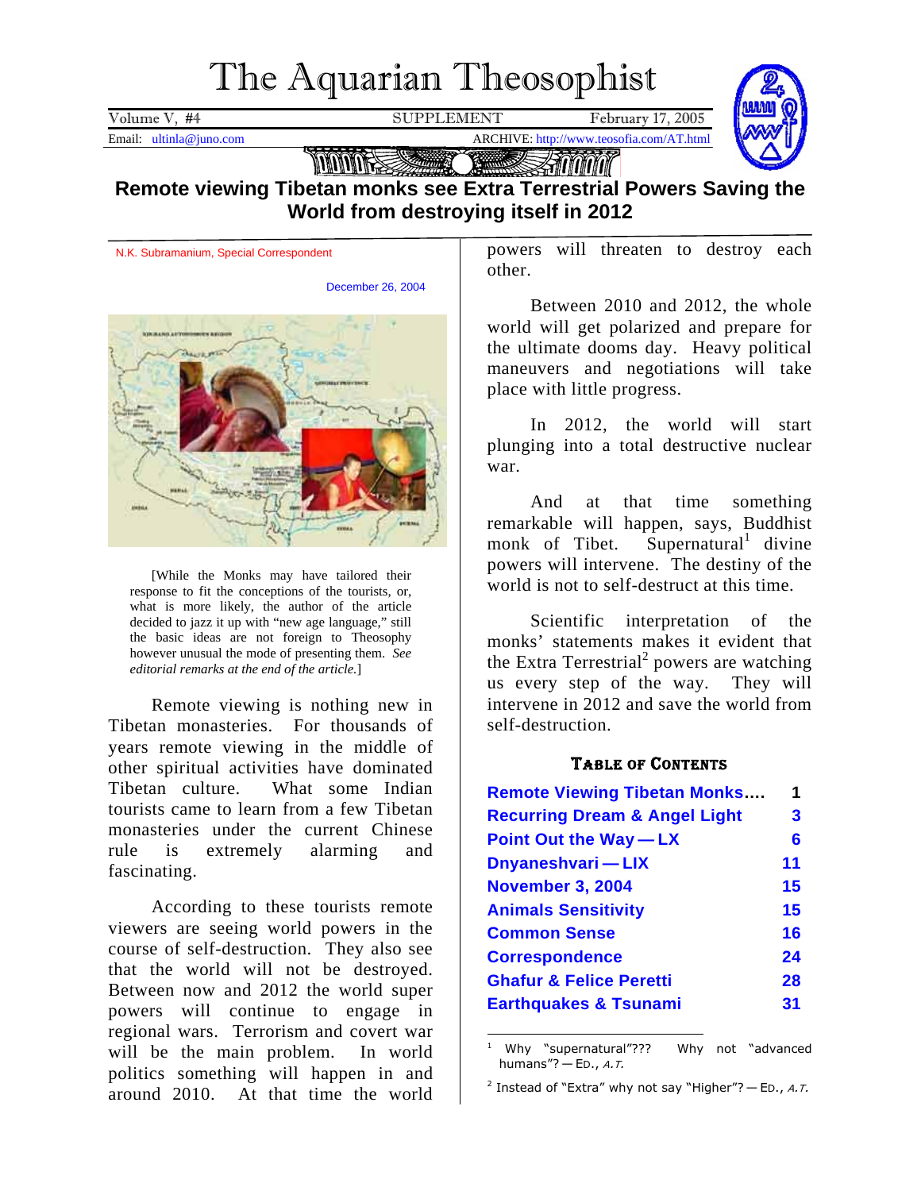# The Aquarian Theosophist

Volume V, #4 SUPPLEMENT February 17, 2005

Email: ultinla@juno.com ARCHIVE: http://www.teosofia.com/AT.html

## Remote viewing Tibetan monks see Extra Terrestrial Powers Saving the World from destroying itself in 2012

N.K. Subramanium, Special Correspondent

December 26, 2004

[While the Monks may have tailored their response to fit the conceptions of the tourists, or, what is more likely, the author of the article decided to jazz it up with "new age language," still the basic ideas are not foreign to Theosophy however unusual the mode of presenting them. *See editorial remarks at the end of the article.*]

Remote viewing is nothing new in Tibetan monasteries. For thousands of years remote viewing in the middle of other spiritual activities have dominated Tibetan culture. What some Indian tourists came to learn from a few Tibetan monasteries under the current Chinese rule is extremely alarming and fascinating.

According to these tourists remote viewers are seeing world powers in the course of self-destruction. They also see that the world will not be destroyed. Between now and 2012 the world super powers will continue to engage in regional wars. Terrorism and covert war will be the main problem. In world politics something will happen in and around 2010. At that time the world powers will threaten to destroy each other.

Between 2010 and 2012, the whole world will get polarized and prepare for the ultimate dooms day. Heavy political maneuvers and negotiations will take place with little progress.

In 2012, the world will start plunging into a total destructive nuclear war.

And at that time something remarkable will happen, says, Buddhist monk of Tibet. Supernatural[1] divine powers will intervene. The destiny of the world is not to self-destruct at this time.

Scientific interpretation of the monks' statements makes it evident that the Extra Terrestrial[2] powers are watching us every step of the way. They will intervene in 2012 and save the world from self-destruction.

### Table of Contents

| | |
|---|---|
| Remote Viewing Tibetan Monks…. | 1 |
| Recurring Dream & Angel Light | 3 |
| Point Out the Way — LX | 6 |
| Dnyaneshvari — LIX | 11 |
| November 3, 2004 | 15 |
| Animals Sensitivity | 15 |
| Common Sense | 16 |
| Correspondence | 24 |
| Ghafur & Felice Peretti | 28 |
| Earthquakes & Tsunami | 31 |

---

[1] Why "supernatural"??? Why not "advanced humans"? — Ed., *A.T.*

[2] Instead of "Extra" why not say "Higher"? — Ed., *A.T.*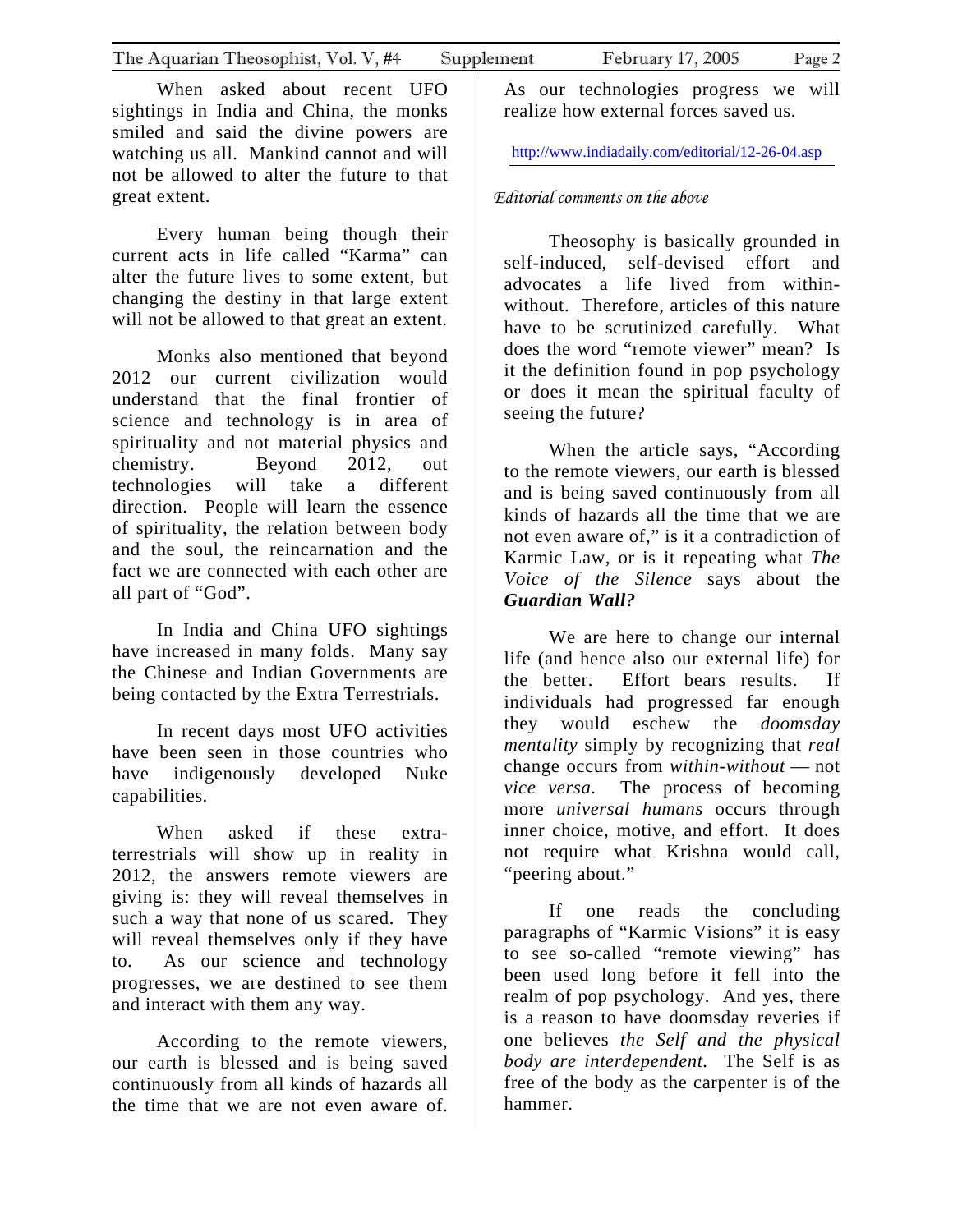When asked about recent UFO sightings in India and China, the monks smiled and said the divine powers are watching us all. Mankind cannot and will not be allowed to alter the future to that great extent.

Every human being though their current acts in life called "Karma" can alter the future lives to some extent, but changing the destiny in that large extent will not be allowed to that great an extent.

Monks also mentioned that beyond 2012 our current civilization would understand that the final frontier of science and technology is in area of spirituality and not material physics and chemistry. Beyond 2012, out technologies will take a different direction. People will learn the essence of spirituality, the relation between body and the soul, the reincarnation and the fact we are connected with each other are all part of "God".

In India and China UFO sightings have increased in many folds. Many say the Chinese and Indian Governments are being contacted by the Extra Terrestrials.

In recent days most UFO activities have been seen in those countries who have indigenously developed Nuke capabilities.

When asked if these extra-terrestrials will show up in reality in 2012, the answers remote viewers are giving is: they will reveal themselves in such a way that none of us scared. They will reveal themselves only if they have to. As our science and technology progresses, we are destined to see them and interact with them any way.

According to the remote viewers, our earth is blessed and is being saved continuously from all kinds of hazards all the time that we are not even aware of. As our technologies progress we will realize how external forces saved us.

http://www.indiadaily.com/editorial/12-26-04.asp

*Editorial comments on the above*

Theosophy is basically grounded in self-induced, self-devised effort and advocates a life lived from within-without. Therefore, articles of this nature have to be scrutinized carefully. What does the word "remote viewer" mean? Is it the definition found in pop psychology or does it mean the spiritual faculty of seeing the future?

When the article says, "According to the remote viewers, our earth is blessed and is being saved continuously from all kinds of hazards all the time that we are not even aware of," is it a contradiction of Karmic Law, or is it repeating what *The Voice of the Silence* says about the ***Guardian Wall?***

We are here to change our internal life (and hence also our external life) for the better. Effort bears results. If individuals had progressed far enough they would eschew the *doomsday mentality* simply by recognizing that *real* change occurs from *within-without* — not *vice versa*. The process of becoming more *universal humans* occurs through inner choice, motive, and effort. It does not require what Krishna would call, "peering about."

If one reads the concluding paragraphs of "Karmic Visions" it is easy to see so-called "remote viewing" has been used long before it fell into the realm of pop psychology. And yes, there is a reason to have doomsday reveries if one believes *the Self and the physical body are interdependent.* The Self is as free of the body as the carpenter is of the hammer.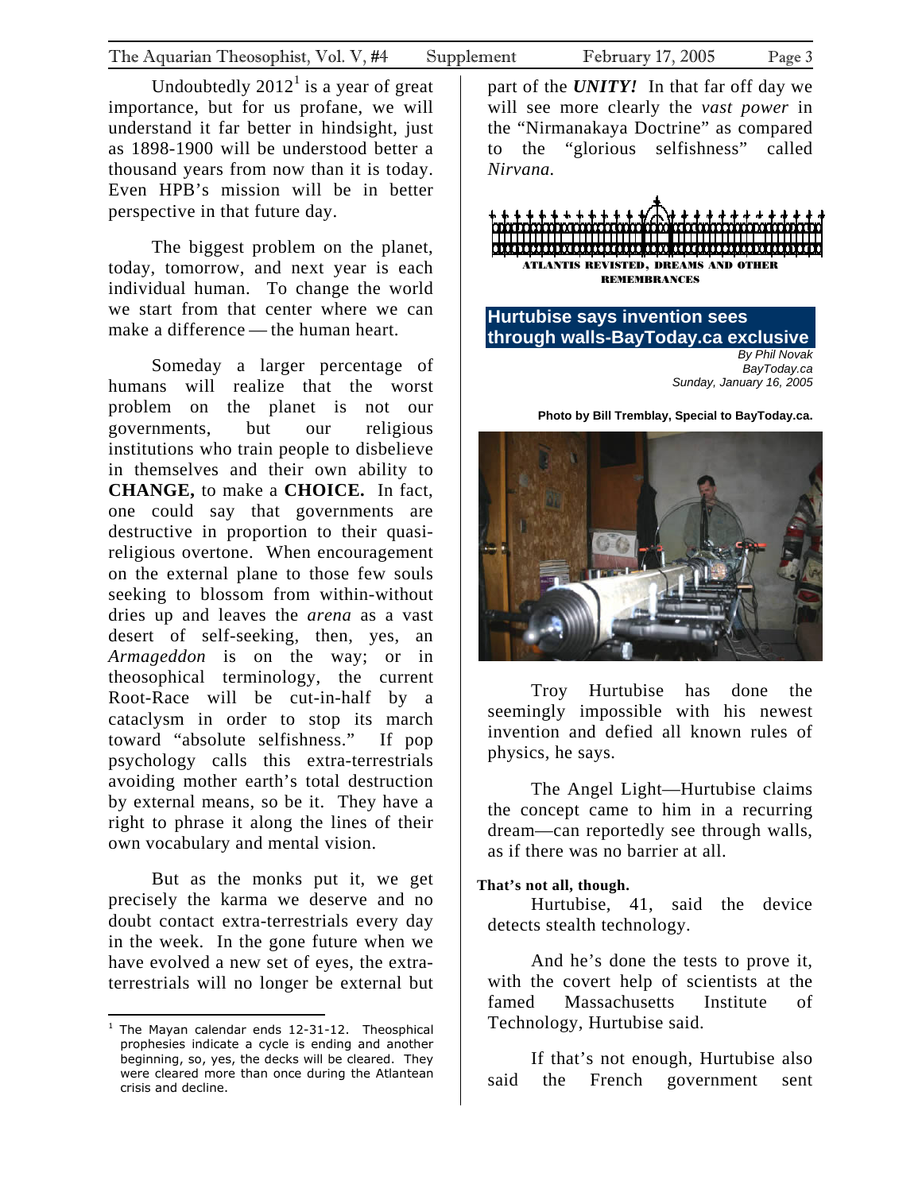Undoubtedly 2012[1] is a year of great importance, but for us profane, we will understand it far better in hindsight, just as 1898-1900 will be understood better a thousand years from now than it is today. Even HPB's mission will be in better perspective in that future day.

The biggest problem on the planet, today, tomorrow, and next year is each individual human. To change the world we start from that center where we can make a difference — the human heart.

Someday a larger percentage of humans will realize that the worst problem on the planet is not our governments, but our religious institutions who train people to disbelieve in themselves and their own ability to **CHANGE,** to make a **CHOICE.** In fact, one could say that governments are destructive in proportion to their quasi-religious overtone. When encouragement on the external plane to those few souls seeking to blossom from within-without dries up and leaves the *arena* as a vast desert of self-seeking, then, yes, an *Armageddon* is on the way; or in theosophical terminology, the current Root-Race will be cut-in-half by a cataclysm in order to stop its march toward "absolute selfishness." If pop psychology calls this extra-terrestrials avoiding mother earth's total destruction by external means, so be it. They have a right to phrase it along the lines of their own vocabulary and mental vision.

But as the monks put it, we get precisely the karma we deserve and no doubt contact extra-terrestrials every day in the week. In the gone future when we have evolved a new set of eyes, the extra-terrestrials will no longer be external but part of the ***UNITY!*** In that far off day we will see more clearly the *vast power* in the "Nirmanakaya Doctrine" as compared to the "glorious selfishness" called *Nirvana.*

[1] The Mayan calendar ends 12-31-12. Theosphical prophesies indicate a cycle is ending and another beginning, so, yes, the decks will be cleared. They were cleared more than once during the Atlantean crisis and decline.

**ATLANTIS REVISTED, DREAMS AND OTHER REMEMBRANCES**

## Hurtubise says invention sees through walls-BayToday.ca exclusive

*By Phil Novak*
*BayToday.ca*
*Sunday, January 16, 2005*

**Photo by Bill Tremblay, Special to BayToday.ca.**

Troy Hurtubise has done the seemingly impossible with his newest invention and defied all known rules of physics, he says.

The Angel Light—Hurtubise claims the concept came to him in a recurring dream—can reportedly see through walls, as if there was no barrier at all.

**That's not all, though.**

Hurtubise, 41, said the device detects stealth technology.

And he's done the tests to prove it, with the covert help of scientists at the famed Massachusetts Institute of Technology, Hurtubise said.

If that's not enough, Hurtubise also said the French government sent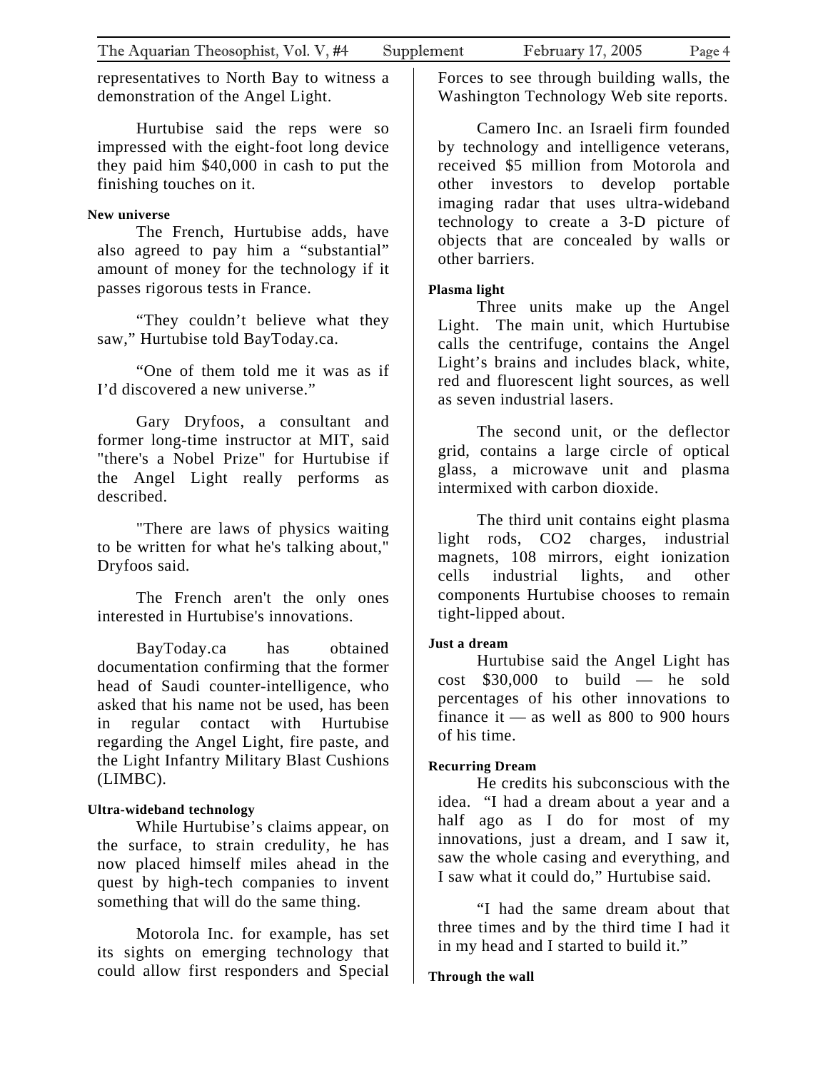representatives to North Bay to witness a demonstration of the Angel Light.

Hurtubise said the reps were so impressed with the eight-foot long device they paid him $40,000 in cash to put the finishing touches on it.

**New universe**

The French, Hurtubise adds, have also agreed to pay him a "substantial" amount of money for the technology if it passes rigorous tests in France.

"They couldn't believe what they saw," Hurtubise told BayToday.ca.

"One of them told me it was as if I'd discovered a new universe."

Gary Dryfoos, a consultant and former long-time instructor at MIT, said "there's a Nobel Prize" for Hurtubise if the Angel Light really performs as described.

"There are laws of physics waiting to be written for what he's talking about," Dryfoos said.

The French aren't the only ones interested in Hurtubise's innovations.

BayToday.ca has obtained documentation confirming that the former head of Saudi counter-intelligence, who asked that his name not be used, has been in regular contact with Hurtubise regarding the Angel Light, fire paste, and the Light Infantry Military Blast Cushions (LIMBC).

**Ultra-wideband technology**

While Hurtubise's claims appear, on the surface, to strain credulity, he has now placed himself miles ahead in the quest by high-tech companies to invent something that will do the same thing.

Motorola Inc. for example, has set its sights on emerging technology that could allow first responders and Special Forces to see through building walls, the Washington Technology Web site reports.

Camero Inc. an Israeli firm founded by technology and intelligence veterans, received $5 million from Motorola and other investors to develop portable imaging radar that uses ultra-wideband technology to create a 3-D picture of objects that are concealed by walls or other barriers.

**Plasma light**

Three units make up the Angel Light. The main unit, which Hurtubise calls the centrifuge, contains the Angel Light's brains and includes black, white, red and fluorescent light sources, as well as seven industrial lasers.

The second unit, or the deflector grid, contains a large circle of optical glass, a microwave unit and plasma intermixed with carbon dioxide.

The third unit contains eight plasma light rods, $CO_2$ charges, industrial magnets, 108 mirrors, eight ionization cells industrial lights, and other components Hurtubise chooses to remain tight-lipped about.

**Just a dream**

Hurtubise said the Angel Light has cost $30,000 to build — he sold percentages of his other innovations to finance it — as well as 800 to 900 hours of his time.

**Recurring Dream**

He credits his subconscious with the idea. "I had a dream about a year and a half ago as I do for most of my innovations, just a dream, and I saw it, saw the whole casing and everything, and I saw what it could do," Hurtubise said.

"I had the same dream about that three times and by the third time I had it in my head and I started to build it."

**Through the wall**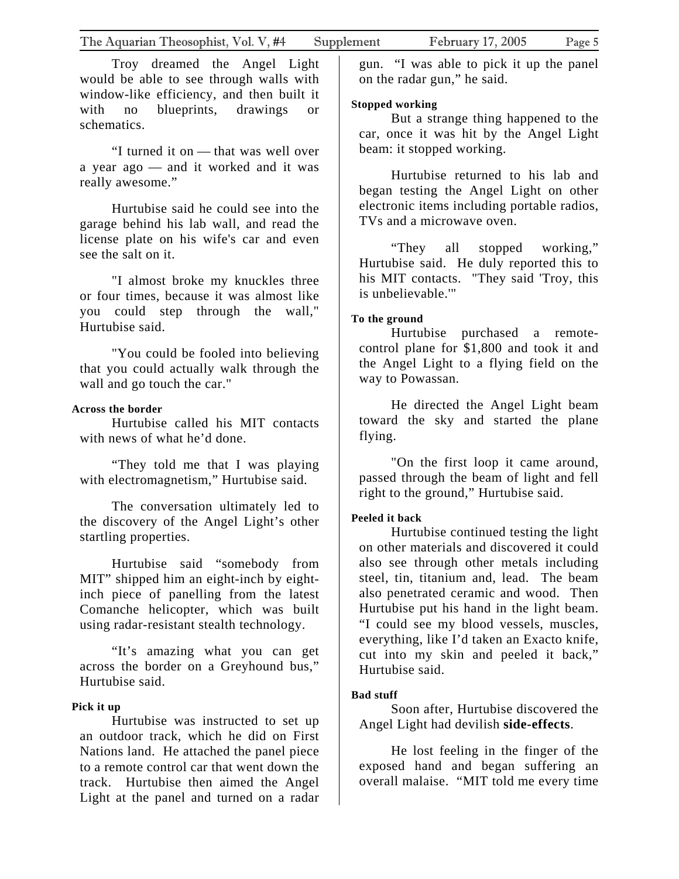Troy dreamed the Angel Light would be able to see through walls with window-like efficiency, and then built it with no blueprints, drawings or schematics.

"I turned it on — that was well over a year ago — and it worked and it was really awesome."

Hurtubise said he could see into the garage behind his lab wall, and read the license plate on his wife's car and even see the salt on it.

"I almost broke my knuckles three or four times, because it was almost like you could step through the wall," Hurtubise said.

"You could be fooled into believing that you could actually walk through the wall and go touch the car."

**Across the border**

Hurtubise called his MIT contacts with news of what he'd done.

"They told me that I was playing with electromagnetism," Hurtubise said.

The conversation ultimately led to the discovery of the Angel Light's other startling properties.

Hurtubise said "somebody from MIT" shipped him an eight-inch by eight-inch piece of panelling from the latest Comanche helicopter, which was built using radar-resistant stealth technology.

"It's amazing what you can get across the border on a Greyhound bus," Hurtubise said.

**Pick it up**

Hurtubise was instructed to set up an outdoor track, which he did on First Nations land. He attached the panel piece to a remote control car that went down the track. Hurtubise then aimed the Angel Light at the panel and turned on a radar gun. "I was able to pick it up the panel on the radar gun," he said.

**Stopped working**

But a strange thing happened to the car, once it was hit by the Angel Light beam: it stopped working.

Hurtubise returned to his lab and began testing the Angel Light on other electronic items including portable radios, TVs and a microwave oven.

"They all stopped working," Hurtubise said. He duly reported this to his MIT contacts. "They said 'Troy, this is unbelievable.'"

**To the ground**

Hurtubise purchased a remote-control plane for $1,800 and took it and the Angel Light to a flying field on the way to Powassan.

He directed the Angel Light beam toward the sky and started the plane flying.

"On the first loop it came around, passed through the beam of light and fell right to the ground," Hurtubise said.

**Peeled it back**

Hurtubise continued testing the light on other materials and discovered it could also see through other metals including steel, tin, titanium and, lead. The beam also penetrated ceramic and wood. Then Hurtubise put his hand in the light beam. "I could see my blood vessels, muscles, everything, like I'd taken an Exacto knife, cut into my skin and peeled it back," Hurtubise said.

**Bad stuff**

Soon after, Hurtubise discovered the Angel Light had devilish **side-effects**.

He lost feeling in the finger of the exposed hand and began suffering an overall malaise. "MIT told me every time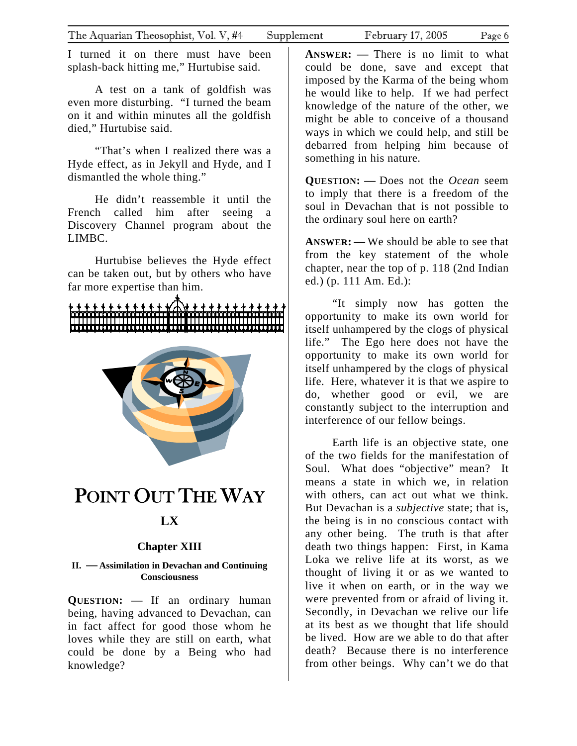I turned it on there must have been splash-back hitting me," Hurtubise said.

A test on a tank of goldfish was even more disturbing. "I turned the beam on it and within minutes all the goldfish died," Hurtubise said.

"That's when I realized there was a Hyde effect, as in Jekyll and Hyde, and I dismantled the whole thing."

He didn't reassemble it until the French called him after seeing a Discovery Channel program about the LIMBC.

Hurtubise believes the Hyde effect can be taken out, but by others who have far more expertise than him.

# POINT OUT THE WAY

## LX

### Chapter XIII

#### II. — Assimilation in Devachan and Continuing Consciousness

**QUESTION: —** If an ordinary human being, having advanced to Devachan, can in fact affect for good those whom he loves while they are still on earth, what could be done by a Being who had knowledge?

**ANSWER: —** There is no limit to what could be done, save and except that imposed by the Karma of the being whom he would like to help. If we had perfect knowledge of the nature of the other, we might be able to conceive of a thousand ways in which we could help, and still be debarred from helping him because of something in his nature.

**QUESTION: —** Does not the *Ocean* seem to imply that there is a freedom of the soul in Devachan that is not possible to the ordinary soul here on earth?

**ANSWER: —** We should be able to see that from the key statement of the whole chapter, near the top of p. 118 (2nd Indian ed.) (p. 111 Am. Ed.):

"It simply now has gotten the opportunity to make its own world for itself unhampered by the clogs of physical life." The Ego here does not have the opportunity to make its own world for itself unhampered by the clogs of physical life. Here, whatever it is that we aspire to do, whether good or evil, we are constantly subject to the interruption and interference of our fellow beings.

Earth life is an objective state, one of the two fields for the manifestation of Soul. What does "objective" mean? It means a state in which we, in relation with others, can act out what we think. But Devachan is a *subjective* state; that is, the being is in no conscious contact with any other being. The truth is that after death two things happen: First, in Kama Loka we relive life at its worst, as we thought of living it or as we wanted to live it when on earth, or in the way we were prevented from or afraid of living it. Secondly, in Devachan we relive our life at its best as we thought that life should be lived. How are we able to do that after death? Because there is no interference from other beings. Why can't we do that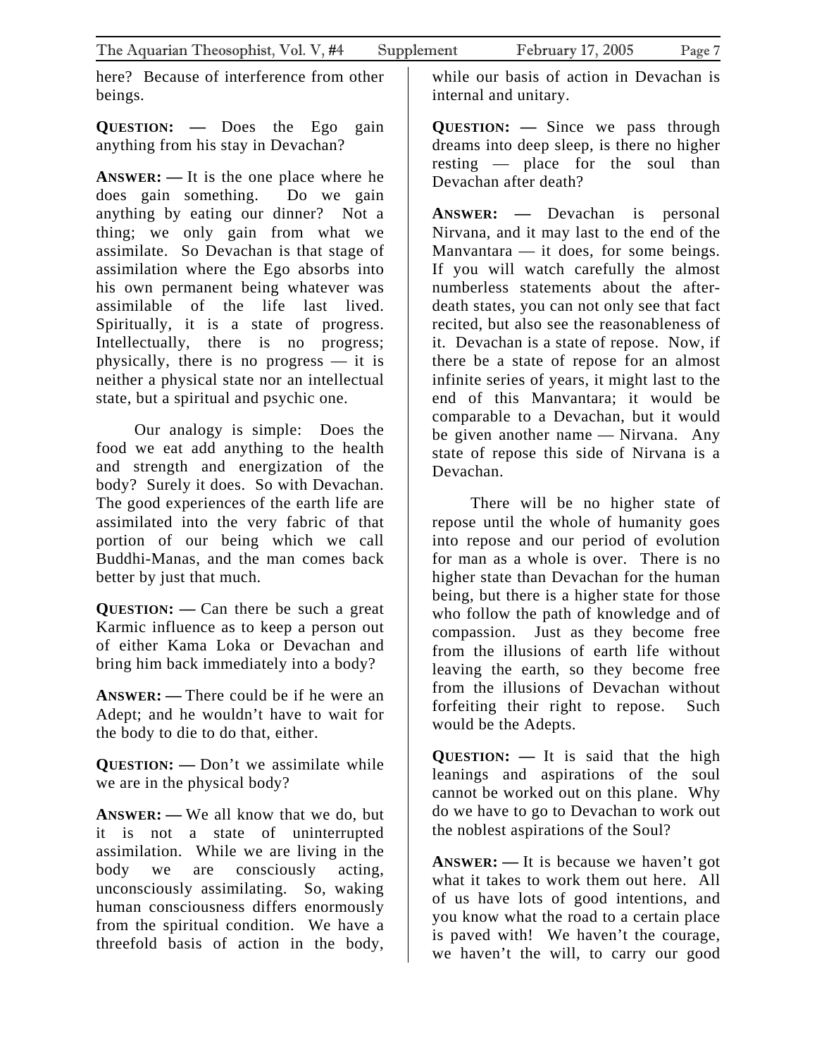here? Because of interference from other beings.

**QUESTION: —** Does the Ego gain anything from his stay in Devachan?

**ANSWER: —** It is the one place where he does gain something. Do we gain anything by eating our dinner? Not a thing; we only gain from what we assimilate. So Devachan is that stage of assimilation where the Ego absorbs into his own permanent being whatever was assimilable of the life last lived. Spiritually, it is a state of progress. Intellectually, there is no progress; physically, there is no progress — it is neither a physical state nor an intellectual state, but a spiritual and psychic one.

Our analogy is simple: Does the food we eat add anything to the health and strength and energization of the body? Surely it does. So with Devachan. The good experiences of the earth life are assimilated into the very fabric of that portion of our being which we call Buddhi-Manas, and the man comes back better by just that much.

**QUESTION: —** Can there be such a great Karmic influence as to keep a person out of either Kama Loka or Devachan and bring him back immediately into a body?

**ANSWER: —** There could be if he were an Adept; and he wouldn't have to wait for the body to die to do that, either.

**QUESTION: —** Don't we assimilate while we are in the physical body?

**ANSWER: —** We all know that we do, but it is not a state of uninterrupted assimilation. While we are living in the body we are consciously acting, unconsciously assimilating. So, waking human consciousness differs enormously from the spiritual condition. We have a threefold basis of action in the body, while our basis of action in Devachan is internal and unitary.

**QUESTION: —** Since we pass through dreams into deep sleep, is there no higher resting — place for the soul than Devachan after death?

**ANSWER: —** Devachan is personal Nirvana, and it may last to the end of the Manvantara — it does, for some beings. If you will watch carefully the almost numberless statements about the after-death states, you can not only see that fact recited, but also see the reasonableness of it. Devachan is a state of repose. Now, if there be a state of repose for an almost infinite series of years, it might last to the end of this Manvantara; it would be comparable to a Devachan, but it would be given another name — Nirvana. Any state of repose this side of Nirvana is a Devachan.

There will be no higher state of repose until the whole of humanity goes into repose and our period of evolution for man as a whole is over. There is no higher state than Devachan for the human being, but there is a higher state for those who follow the path of knowledge and of compassion. Just as they become free from the illusions of earth life without leaving the earth, so they become free from the illusions of Devachan without forfeiting their right to repose. Such would be the Adepts.

**QUESTION: —** It is said that the high leanings and aspirations of the soul cannot be worked out on this plane. Why do we have to go to Devachan to work out the noblest aspirations of the Soul?

**ANSWER: —** It is because we haven't got what it takes to work them out here. All of us have lots of good intentions, and you know what the road to a certain place is paved with! We haven't the courage, we haven't the will, to carry our good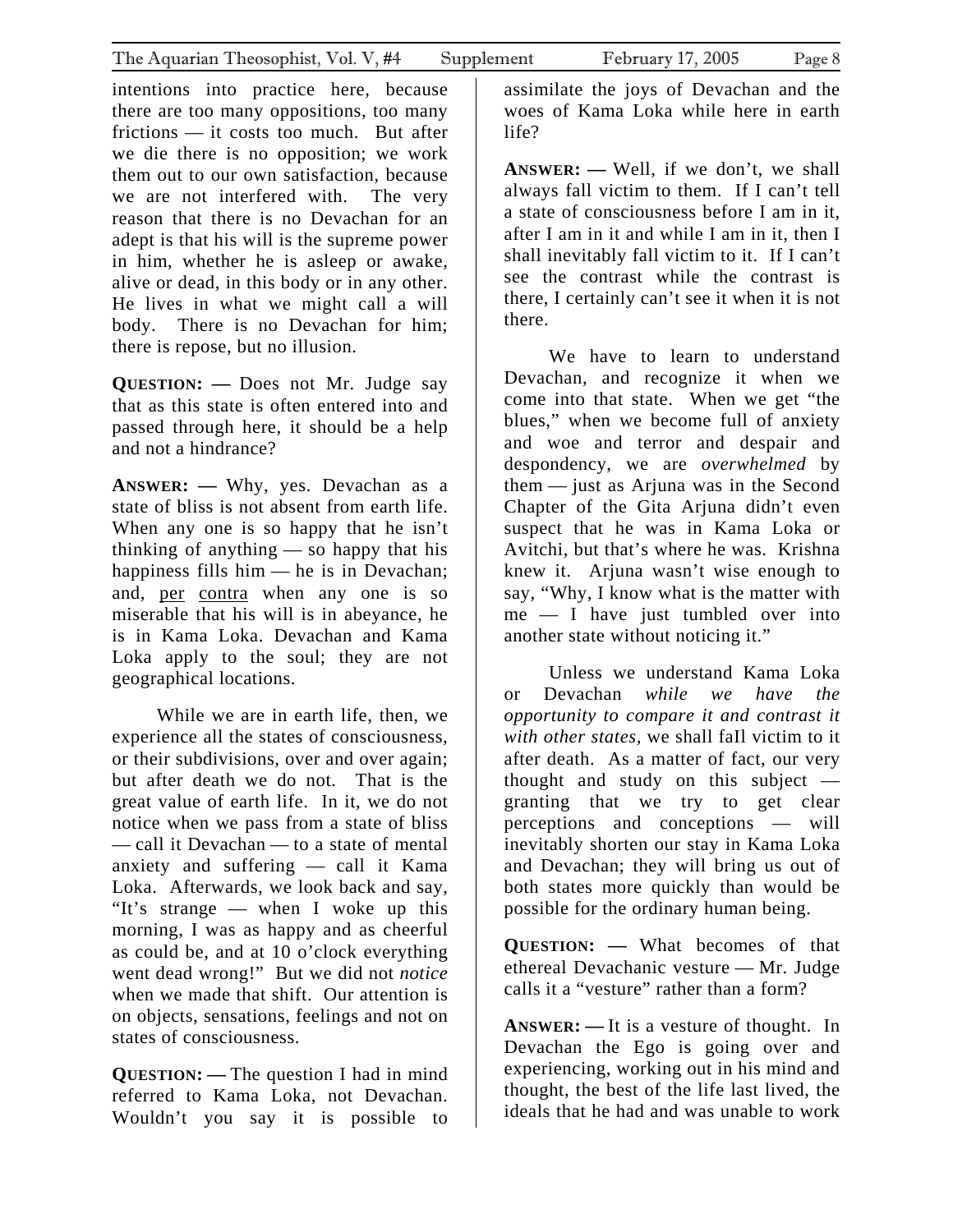intentions into practice here, because there are too many oppositions, too many frictions — it costs too much. But after we die there is no opposition; we work them out to our own satisfaction, because we are not interfered with. The very reason that there is no Devachan for an adept is that his will is the supreme power in him, whether he is asleep or awake, alive or dead, in this body or in any other. He lives in what we might call a will body. There is no Devachan for him; there is repose, but no illusion.

**QUESTION: —** Does not Mr. Judge say that as this state is often entered into and passed through here, it should be a help and not a hindrance?

**ANSWER: —** Why, yes. Devachan as a state of bliss is not absent from earth life. When any one is so happy that he isn't thinking of anything — so happy that his happiness fills him — he is in Devachan; and, per contra when any one is so miserable that his will is in abeyance, he is in Kama Loka. Devachan and Kama Loka apply to the soul; they are not geographical locations.

While we are in earth life, then, we experience all the states of consciousness, or their subdivisions, over and over again; but after death we do not. That is the great value of earth life. In it, we do not notice when we pass from a state of bliss — call it Devachan — to a state of mental anxiety and suffering — call it Kama Loka. Afterwards, we look back and say, "It's strange — when I woke up this morning, I was as happy and as cheerful as could be, and at 10 o'clock everything went dead wrong!" But we did not *notice* when we made that shift. Our attention is on objects, sensations, feelings and not on states of consciousness.

**QUESTION: —** The question I had in mind referred to Kama Loka, not Devachan. Wouldn't you say it is possible to assimilate the joys of Devachan and the woes of Kama Loka while here in earth life?

**ANSWER: —** Well, if we don't, we shall always fall victim to them. If I can't tell a state of consciousness before I am in it, after I am in it and while I am in it, then I shall inevitably fall victim to it. If I can't see the contrast while the contrast is there, I certainly can't see it when it is not there.

We have to learn to understand Devachan, and recognize it when we come into that state. When we get "the blues," when we become full of anxiety and woe and terror and despair and despondency, we are *overwhelmed* by them — just as Arjuna was in the Second Chapter of the Gita Arjuna didn't even suspect that he was in Kama Loka or Avitchi, but that's where he was. Krishna knew it. Arjuna wasn't wise enough to say, "Why, I know what is the matter with me — I have just tumbled over into another state without noticing it."

Unless we understand Kama Loka or Devachan *while we have the opportunity to compare it and contrast it with other states*, we shall faIl victim to it after death. As a matter of fact, our very thought and study on this subject — granting that we try to get clear perceptions and conceptions — will inevitably shorten our stay in Kama Loka and Devachan; they will bring us out of both states more quickly than would be possible for the ordinary human being.

**QUESTION: —** What becomes of that ethereal Devachanic vesture — Mr. Judge calls it a "vesture" rather than a form?

**ANSWER: —** It is a vesture of thought. In Devachan the Ego is going over and experiencing, working out in his mind and thought, the best of the life last lived, the ideals that he had and was unable to work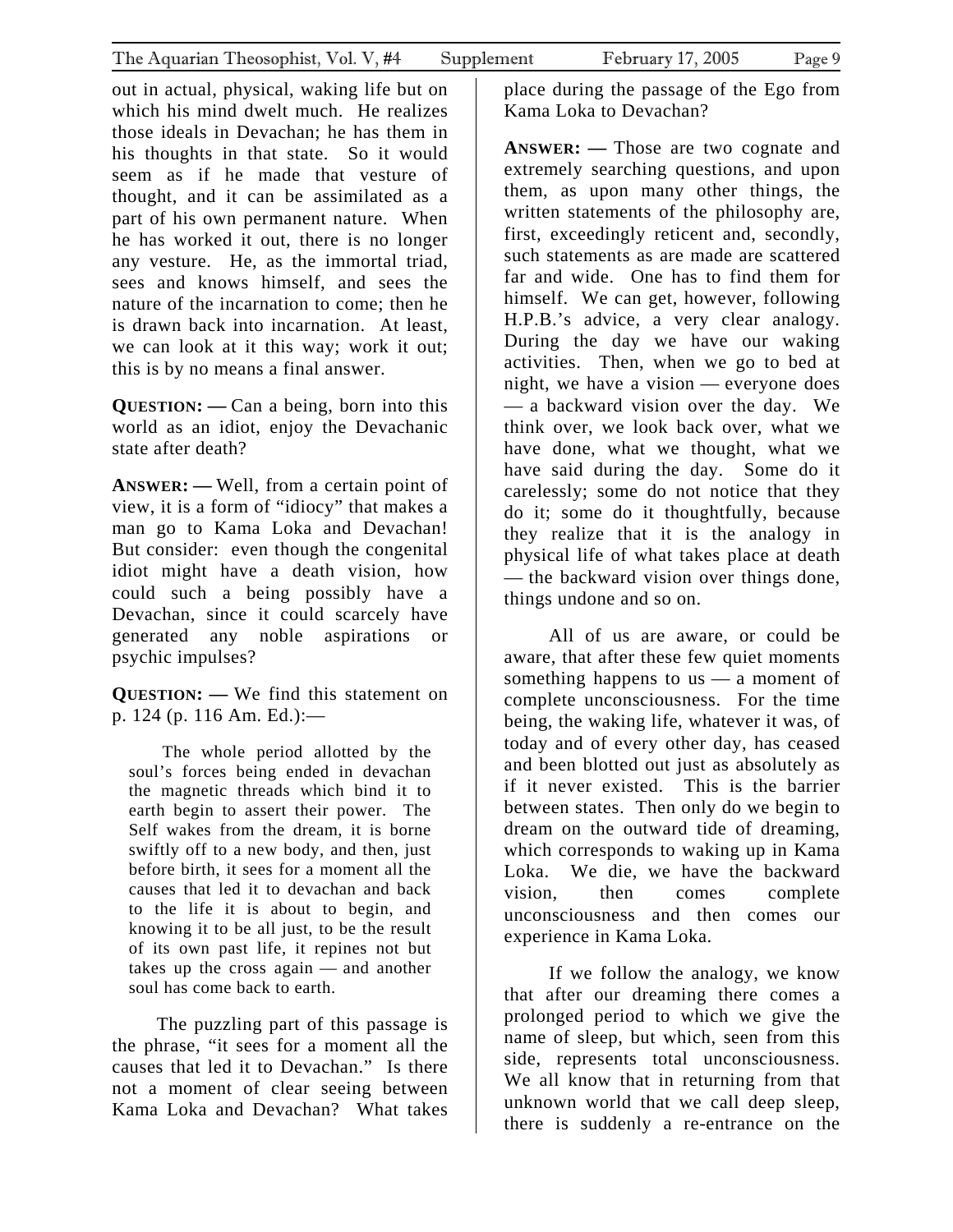out in actual, physical, waking life but on which his mind dwelt much. He realizes those ideals in Devachan; he has them in his thoughts in that state. So it would seem as if he made that vesture of thought, and it can be assimilated as a part of his own permanent nature. When he has worked it out, there is no longer any vesture. He, as the immortal triad, sees and knows himself, and sees the nature of the incarnation to come; then he is drawn back into incarnation. At least, we can look at it this way; work it out; this is by no means a final answer.

**QUESTION: —** Can a being, born into this world as an idiot, enjoy the Devachanic state after death?

**ANSWER: —** Well, from a certain point of view, it is a form of "idiocy" that makes a man go to Kama Loka and Devachan! But consider: even though the congenital idiot might have a death vision, how could such a being possibly have a Devachan, since it could scarcely have generated any noble aspirations or psychic impulses?

**QUESTION: —** We find this statement on p. 124 (p. 116 Am. Ed.):—

> The whole period allotted by the soul's forces being ended in devachan the magnetic threads which bind it to earth begin to assert their power. The Self wakes from the dream, it is borne swiftly off to a new body, and then, just before birth, it sees for a moment all the causes that led it to devachan and back to the life it is about to begin, and knowing it to be all just, to be the result of its own past life, it repines not but takes up the cross again — and another soul has come back to earth.

The puzzling part of this passage is the phrase, "it sees for a moment all the causes that led it to Devachan." Is there not a moment of clear seeing between Kama Loka and Devachan? What takes place during the passage of the Ego from Kama Loka to Devachan?

**ANSWER: —** Those are two cognate and extremely searching questions, and upon them, as upon many other things, the written statements of the philosophy are, first, exceedingly reticent and, secondly, such statements as are made are scattered far and wide. One has to find them for himself. We can get, however, following H.P.B.'s advice, a very clear analogy. During the day we have our waking activities. Then, when we go to bed at night, we have a vision — everyone does — a backward vision over the day. We think over, we look back over, what we have done, what we thought, what we have said during the day. Some do it carelessly; some do not notice that they do it; some do it thoughtfully, because they realize that it is the analogy in physical life of what takes place at death — the backward vision over things done, things undone and so on.

All of us are aware, or could be aware, that after these few quiet moments something happens to us — a moment of complete unconsciousness. For the time being, the waking life, whatever it was, of today and of every other day, has ceased and been blotted out just as absolutely as if it never existed. This is the barrier between states. Then only do we begin to dream on the outward tide of dreaming, which corresponds to waking up in Kama Loka. We die, we have the backward vision, then comes complete unconsciousness and then comes our experience in Kama Loka.

If we follow the analogy, we know that after our dreaming there comes a prolonged period to which we give the name of sleep, but which, seen from this side, represents total unconsciousness. We all know that in returning from that unknown world that we call deep sleep, there is suddenly a re-entrance on the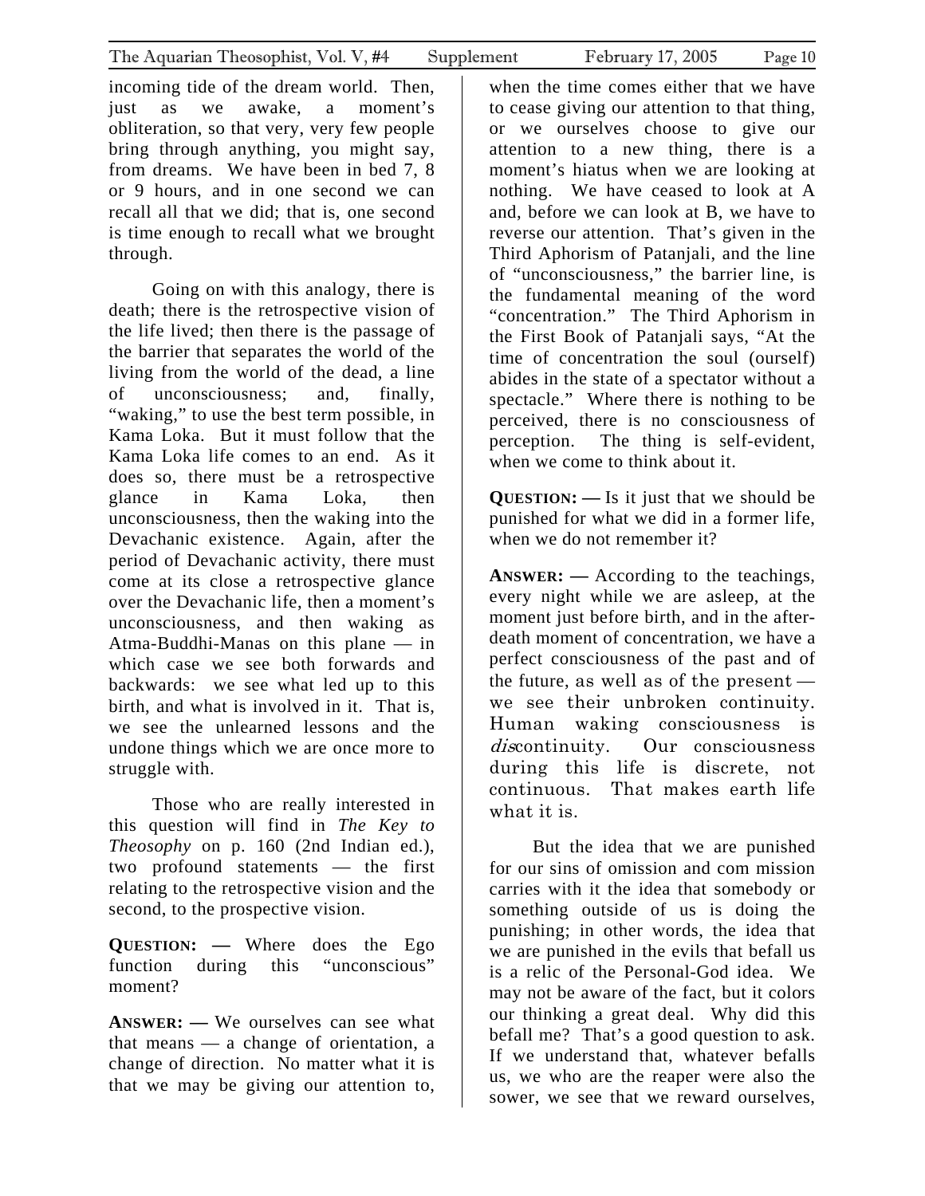incoming tide of the dream world. Then, just as we awake, a moment's obliteration, so that very, very few people bring through anything, you might say, from dreams. We have been in bed 7, 8 or 9 hours, and in one second we can recall all that we did; that is, one second is time enough to recall what we brought through.

Going on with this analogy, there is death; there is the retrospective vision of the life lived; then there is the passage of the barrier that separates the world of the living from the world of the dead, a line of unconsciousness; and, finally, "waking," to use the best term possible, in Kama Loka. But it must follow that the Kama Loka life comes to an end. As it does so, there must be a retrospective glance in Kama Loka, then unconsciousness, then the waking into the Devachanic existence. Again, after the period of Devachanic activity, there must come at its close a retrospective glance over the Devachanic life, then a moment's unconsciousness, and then waking as Atma-Buddhi-Manas on this plane — in which case we see both forwards and backwards: we see what led up to this birth, and what is involved in it. That is, we see the unlearned lessons and the undone things which we are once more to struggle with.

Those who are really interested in this question will find in *The Key to Theosophy* on p. 160 (2nd Indian ed.), two profound statements — the first relating to the retrospective vision and the second, to the prospective vision.

**QUESTION: —** Where does the Ego function during this "unconscious" moment?

**ANSWER: —** We ourselves can see what that means — a change of orientation, a change of direction. No matter what it is that we may be giving our attention to, when the time comes either that we have to cease giving our attention to that thing, or we ourselves choose to give our attention to a new thing, there is a moment's hiatus when we are looking at nothing. We have ceased to look at A and, before we can look at B, we have to reverse our attention. That's given in the Third Aphorism of Patanjali, and the line of "unconsciousness," the barrier line, is the fundamental meaning of the word "concentration." The Third Aphorism in the First Book of Patanjali says, "At the time of concentration the soul (ourself) abides in the state of a spectator without a spectacle." Where there is nothing to be perceived, there is no consciousness of perception. The thing is self-evident, when we come to think about it.

**QUESTION: —** Is it just that we should be punished for what we did in a former life, when we do not remember it?

**ANSWER: —** According to the teachings, every night while we are asleep, at the moment just before birth, and in the after-death moment of concentration, we have a perfect consciousness of the past and of the future, as well as of the present — we see their unbroken continuity. Human waking consciousness is *dis*continuity. Our consciousness during this life is discrete, not continuous. That makes earth life what it is.

But the idea that we are punished for our sins of omission and com mission carries with it the idea that somebody or something outside of us is doing the punishing; in other words, the idea that we are punished in the evils that befall us is a relic of the Personal-God idea. We may not be aware of the fact, but it colors our thinking a great deal. Why did this befall me? That's a good question to ask. If we understand that, whatever befalls us, we who are the reaper were also the sower, we see that we reward ourselves,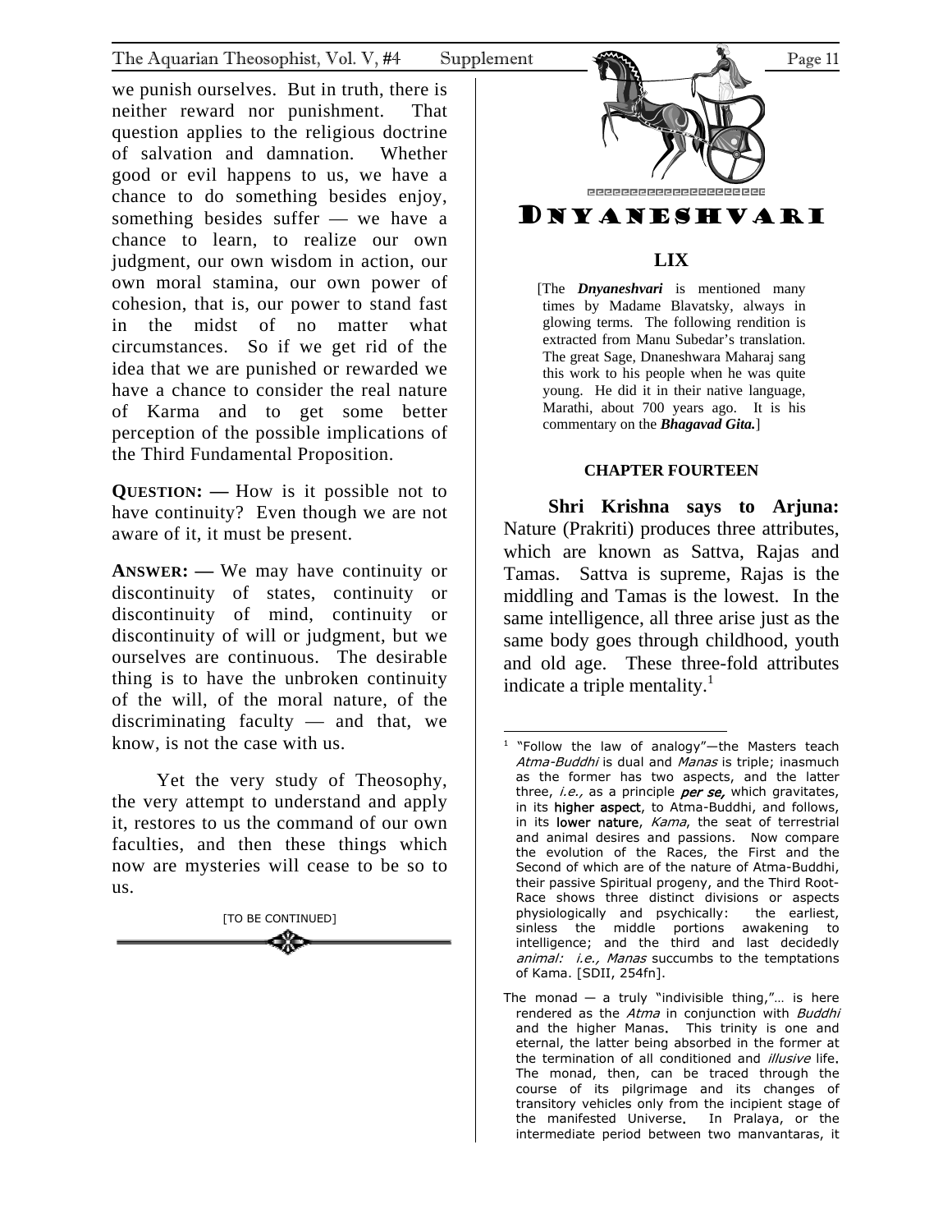we punish ourselves. But in truth, there is neither reward nor punishment. That question applies to the religious doctrine of salvation and damnation. Whether good or evil happens to us, we have a chance to do something besides enjoy, something besides suffer — we have a chance to learn, to realize our own judgment, our own wisdom in action, our own moral stamina, our own power of cohesion, that is, our power to stand fast in the midst of no matter what circumstances. So if we get rid of the idea that we are punished or rewarded we have a chance to consider the real nature of Karma and to get some better perception of the possible implications of the Third Fundamental Proposition.

**QUESTION: —** How is it possible not to have continuity? Even though we are not aware of it, it must be present.

**ANSWER: —** We may have continuity or discontinuity of states, continuity or discontinuity of mind, continuity or discontinuity of will or judgment, but we ourselves are continuous. The desirable thing is to have the unbroken continuity of the will, of the moral nature, of the discriminating faculty — and that, we know, is not the case with us.

Yet the very study of Theosophy, the very attempt to understand and apply it, restores to us the command of our own faculties, and then these things which now are mysteries will cease to be so to us.

[TO BE CONTINUED]

# DNYANESHVARI

## LIX

[The ***Dnyaneshvari*** is mentioned many times by Madame Blavatsky, always in glowing terms. The following rendition is extracted from Manu Subedar's translation. The great Sage, Dnaneshwara Maharaj sang this work to his people when he was quite young. He did it in their native language, Marathi, about 700 years ago. It is his commentary on the ***Bhagavad Gita.***]

### CHAPTER FOURTEEN

**Shri Krishna says to Arjuna:** Nature (Prakriti) produces three attributes, which are known as Sattva, Rajas and Tamas. Sattva is supreme, Rajas is the middling and Tamas is the lowest. In the same intelligence, all three arise just as the same body goes through childhood, youth and old age. These three-fold attributes indicate a triple mentality.[1]

[1] "Follow the law of analogy"—the Masters teach *Atma-Buddhi* is dual and *Manas* is triple; inasmuch as the former has two aspects, and the latter three, *i.e.,* as a principle ***per se,*** which gravitates, in its **higher aspect**, to Atma-Buddhi, and follows, in its **lower nature**, *Kama*, the seat of terrestrial and animal desires and passions. Now compare the evolution of the Races, the First and the Second of which are of the nature of Atma-Buddhi, their passive Spiritual progeny, and the Third Root-Race shows three distinct divisions or aspects physiologically and psychically: the earliest, sinless the middle portions awakening to intelligence; and the third and last decidedly *animal: i.e., Manas* succumbs to the temptations of Kama. [SDII, 254fn].

The monad — a truly "indivisible thing,"… is here rendered as the *Atma* in conjunction with *Buddhi* and the higher Manas. This trinity is one and eternal, the latter being absorbed in the former at the termination of all conditioned and *illusive* life. The monad, then, can be traced through the course of its pilgrimage and its changes of transitory vehicles only from the incipient stage of the manifested Universe. In Pralaya, or the intermediate period between two manvantaras, it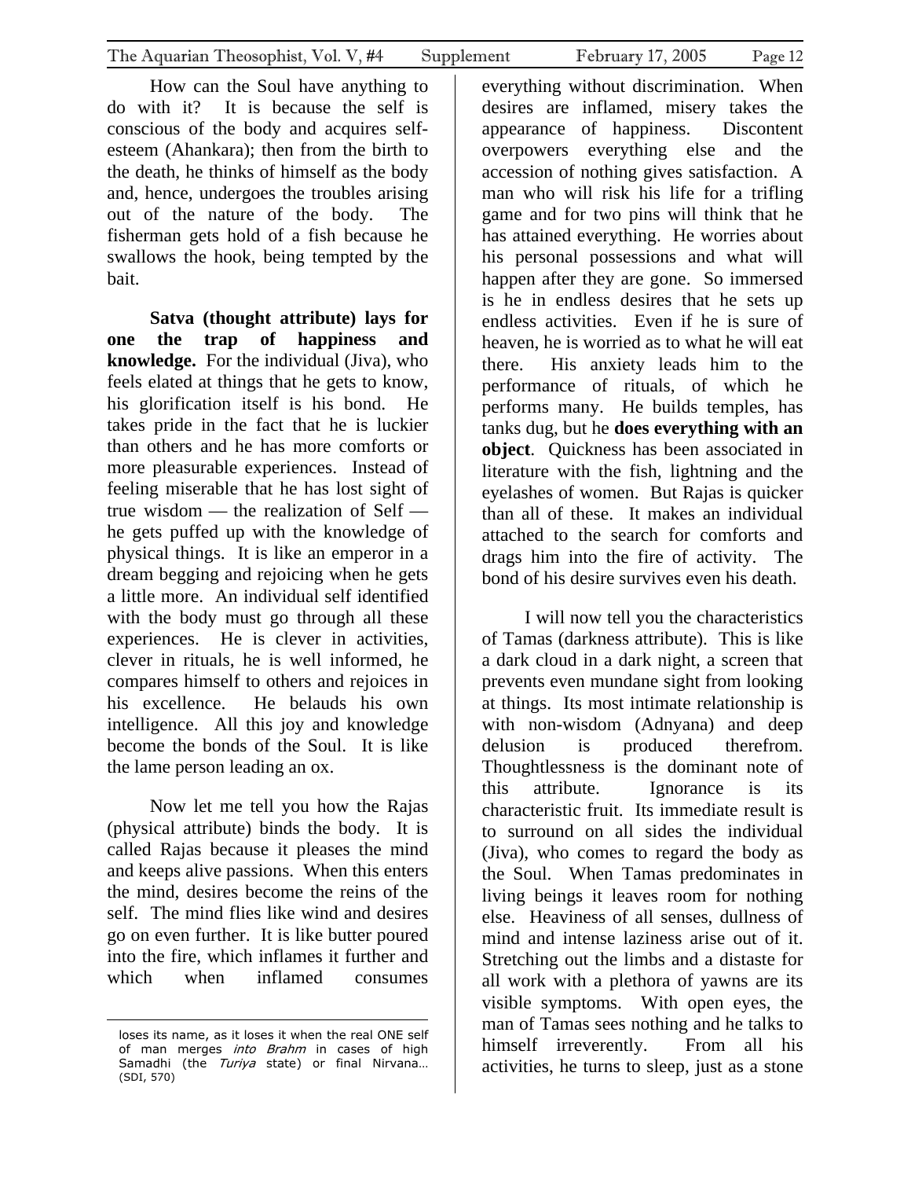How can the Soul have anything to do with it? It is because the self is conscious of the body and acquires self-esteem (Ahankara); then from the birth to the death, he thinks of himself as the body and, hence, undergoes the troubles arising out of the nature of the body. The fisherman gets hold of a fish because he swallows the hook, being tempted by the bait.

**Satva (thought attribute) lays for one the trap of happiness and knowledge.** For the individual (Jiva), who feels elated at things that he gets to know, his glorification itself is his bond. He takes pride in the fact that he is luckier than others and he has more comforts or more pleasurable experiences. Instead of feeling miserable that he has lost sight of true wisdom — the realization of Self — he gets puffed up with the knowledge of physical things. It is like an emperor in a dream begging and rejoicing when he gets a little more. An individual self identified with the body must go through all these experiences. He is clever in activities, clever in rituals, he is well informed, he compares himself to others and rejoices in his excellence. He belauds his own intelligence. All this joy and knowledge become the bonds of the Soul. It is like the lame person leading an ox.

Now let me tell you how the Rajas (physical attribute) binds the body. It is called Rajas because it pleases the mind and keeps alive passions. When this enters the mind, desires become the reins of the self. The mind flies like wind and desires go on even further. It is like butter poured into the fire, which inflames it further and which when inflamed consumes everything without discrimination. When desires are inflamed, misery takes the appearance of happiness. Discontent overpowers everything else and the accession of nothing gives satisfaction. A man who will risk his life for a trifling game and for two pins will think that he has attained everything. He worries about his personal possessions and what will happen after they are gone. So immersed is he in endless desires that he sets up endless activities. Even if he is sure of heaven, he is worried as to what he will eat there. His anxiety leads him to the performance of rituals, of which he performs many. He builds temples, has tanks dug, but he **does everything with an object**. Quickness has been associated in literature with the fish, lightning and the eyelashes of women. But Rajas is quicker than all of these. It makes an individual attached to the search for comforts and drags him into the fire of activity. The bond of his desire survives even his death.

I will now tell you the characteristics of Tamas (darkness attribute). This is like a dark cloud in a dark night, a screen that prevents even mundane sight from looking at things. Its most intimate relationship is with non-wisdom (Adnyana) and deep delusion is produced therefrom. Thoughtlessness is the dominant note of this attribute. Ignorance is its characteristic fruit. Its immediate result is to surround on all sides the individual (Jiva), who comes to regard the body as the Soul. When Tamas predominates in living beings it leaves room for nothing else. Heaviness of all senses, dullness of mind and intense laziness arise out of it. Stretching out the limbs and a distaste for all work with a plethora of yawns are its visible symptoms. With open eyes, the man of Tamas sees nothing and he talks to himself irreverently. From all his activities, he turns to sleep, just as a stone

---

loses its name, as it loses it when the real ONE self of man merges *into Brahm* in cases of high Samadhi (the *Turiya* state) or final Nirvana… (SDI, 570)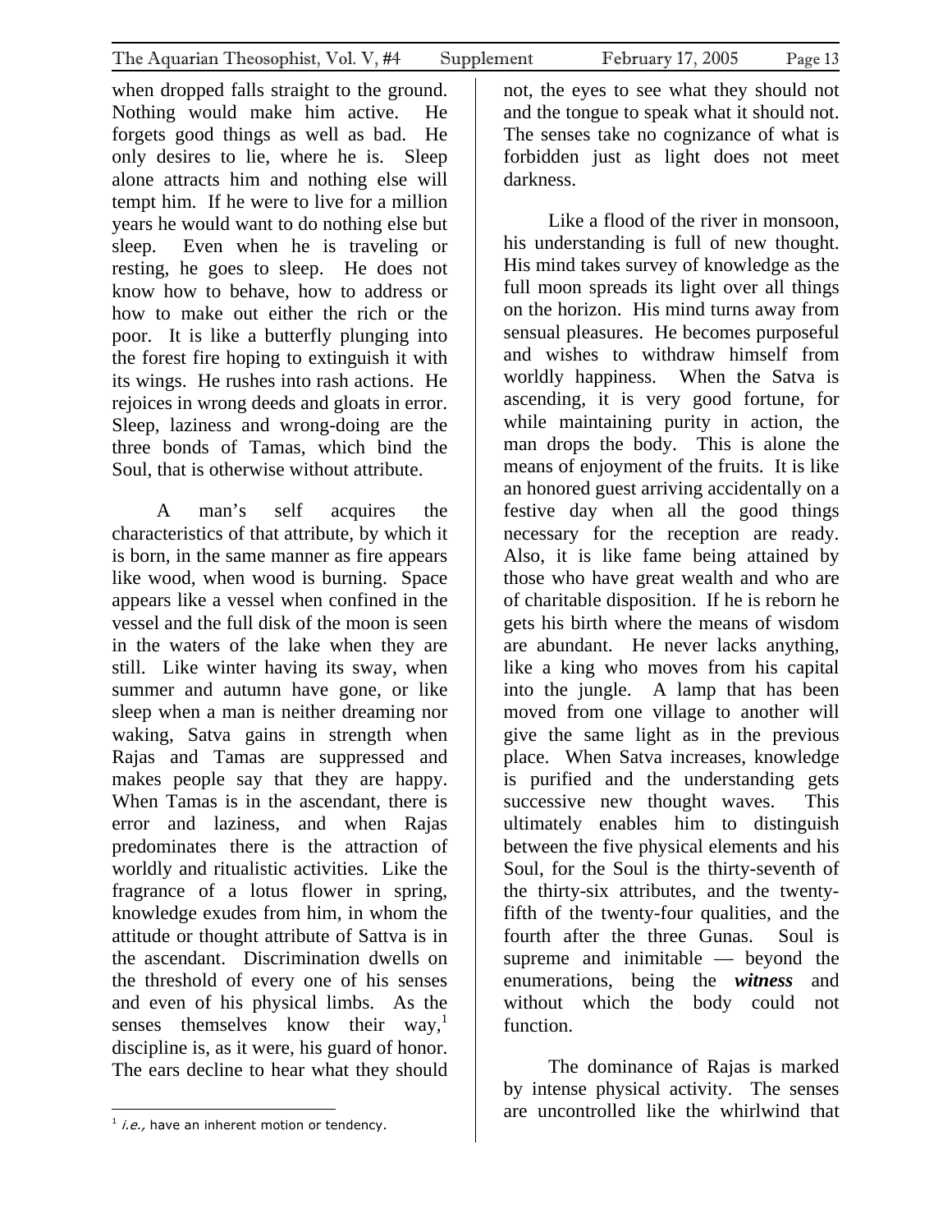when dropped falls straight to the ground. Nothing would make him active. He forgets good things as well as bad. He only desires to lie, where he is. Sleep alone attracts him and nothing else will tempt him. If he were to live for a million years he would want to do nothing else but sleep. Even when he is traveling or resting, he goes to sleep. He does not know how to behave, how to address or how to make out either the rich or the poor. It is like a butterfly plunging into the forest fire hoping to extinguish it with its wings. He rushes into rash actions. He rejoices in wrong deeds and gloats in error. Sleep, laziness and wrong-doing are the three bonds of Tamas, which bind the Soul, that is otherwise without attribute.

A man's self acquires the characteristics of that attribute, by which it is born, in the same manner as fire appears like wood, when wood is burning. Space appears like a vessel when confined in the vessel and the full disk of the moon is seen in the waters of the lake when they are still. Like winter having its sway, when summer and autumn have gone, or like sleep when a man is neither dreaming nor waking, Satva gains in strength when Rajas and Tamas are suppressed and makes people say that they are happy. When Tamas is in the ascendant, there is error and laziness, and when Rajas predominates there is the attraction of worldly and ritualistic activities. Like the fragrance of a lotus flower in spring, knowledge exudes from him, in whom the attitude or thought attribute of Sattva is in the ascendant. Discrimination dwells on the threshold of every one of his senses and even of his physical limbs. As the senses themselves know their way,[1] discipline is, as it were, his guard of honor. The ears decline to hear what they should not, the eyes to see what they should not and the tongue to speak what it should not. The senses take no cognizance of what is forbidden just as light does not meet darkness.

Like a flood of the river in monsoon, his understanding is full of new thought. His mind takes survey of knowledge as the full moon spreads its light over all things on the horizon. His mind turns away from sensual pleasures. He becomes purposeful and wishes to withdraw himself from worldly happiness. When the Satva is ascending, it is very good fortune, for while maintaining purity in action, the man drops the body. This is alone the means of enjoyment of the fruits. It is like an honored guest arriving accidentally on a festive day when all the good things necessary for the reception are ready. Also, it is like fame being attained by those who have great wealth and who are of charitable disposition. If he is reborn he gets his birth where the means of wisdom are abundant. He never lacks anything, like a king who moves from his capital into the jungle. A lamp that has been moved from one village to another will give the same light as in the previous place. When Satva increases, knowledge is purified and the understanding gets successive new thought waves. This ultimately enables him to distinguish between the five physical elements and his Soul, for the Soul is the thirty-seventh of the thirty-six attributes, and the twenty-fifth of the twenty-four qualities, and the fourth after the three Gunas. Soul is supreme and inimitable — beyond the enumerations, being the ***witness*** and without which the body could not function.

The dominance of Rajas is marked by intense physical activity. The senses are uncontrolled like the whirlwind that

[1] *i.e.,* have an inherent motion or tendency.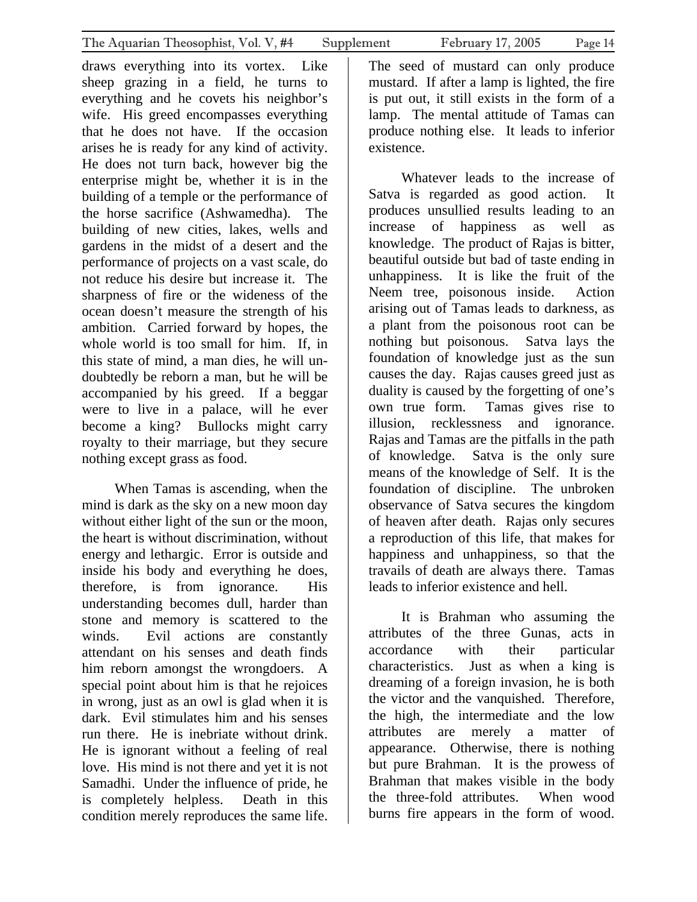draws everything into its vortex. Like sheep grazing in a field, he turns to everything and he covets his neighbor's wife. His greed encompasses everything that he does not have. If the occasion arises he is ready for any kind of activity. He does not turn back, however big the enterprise might be, whether it is in the building of a temple or the performance of the horse sacrifice (Ashwamedha). The building of new cities, lakes, wells and gardens in the midst of a desert and the performance of projects on a vast scale, do not reduce his desire but increase it. The sharpness of fire or the wideness of the ocean doesn't measure the strength of his ambition. Carried forward by hopes, the whole world is too small for him. If, in this state of mind, a man dies, he will undoubtedly be reborn a man, but he will be accompanied by his greed. If a beggar were to live in a palace, will he ever become a king? Bullocks might carry royalty to their marriage, but they secure nothing except grass as food.

When Tamas is ascending, when the mind is dark as the sky on a new moon day without either light of the sun or the moon, the heart is without discrimination, without energy and lethargic. Error is outside and inside his body and everything he does, therefore, is from ignorance. His understanding becomes dull, harder than stone and memory is scattered to the winds. Evil actions are constantly attendant on his senses and death finds him reborn amongst the wrongdoers. A special point about him is that he rejoices in wrong, just as an owl is glad when it is dark. Evil stimulates him and his senses run there. He is inebriate without drink. He is ignorant without a feeling of real love. His mind is not there and yet it is not Samadhi. Under the influence of pride, he is completely helpless. Death in this condition merely reproduces the same life. The seed of mustard can only produce mustard. If after a lamp is lighted, the fire is put out, it still exists in the form of a lamp. The mental attitude of Tamas can produce nothing else. It leads to inferior existence.

Whatever leads to the increase of Satva is regarded as good action. It produces unsullied results leading to an increase of happiness as well as knowledge. The product of Rajas is bitter, beautiful outside but bad of taste ending in unhappiness. It is like the fruit of the Neem tree, poisonous inside. Action arising out of Tamas leads to darkness, as a plant from the poisonous root can be nothing but poisonous. Satva lays the foundation of knowledge just as the sun causes the day. Rajas causes greed just as duality is caused by the forgetting of one's own true form. Tamas gives rise to illusion, recklessness and ignorance. Rajas and Tamas are the pitfalls in the path of knowledge. Satva is the only sure means of the knowledge of Self. It is the foundation of discipline. The unbroken observance of Satva secures the kingdom of heaven after death. Rajas only secures a reproduction of this life, that makes for happiness and unhappiness, so that the travails of death are always there. Tamas leads to inferior existence and hell.

It is Brahman who assuming the attributes of the three Gunas, acts in accordance with their particular characteristics. Just as when a king is dreaming of a foreign invasion, he is both the victor and the vanquished. Therefore, the high, the intermediate and the low attributes are merely a matter of appearance. Otherwise, there is nothing but pure Brahman. It is the prowess of Brahman that makes visible in the body the three-fold attributes. When wood burns fire appears in the form of wood.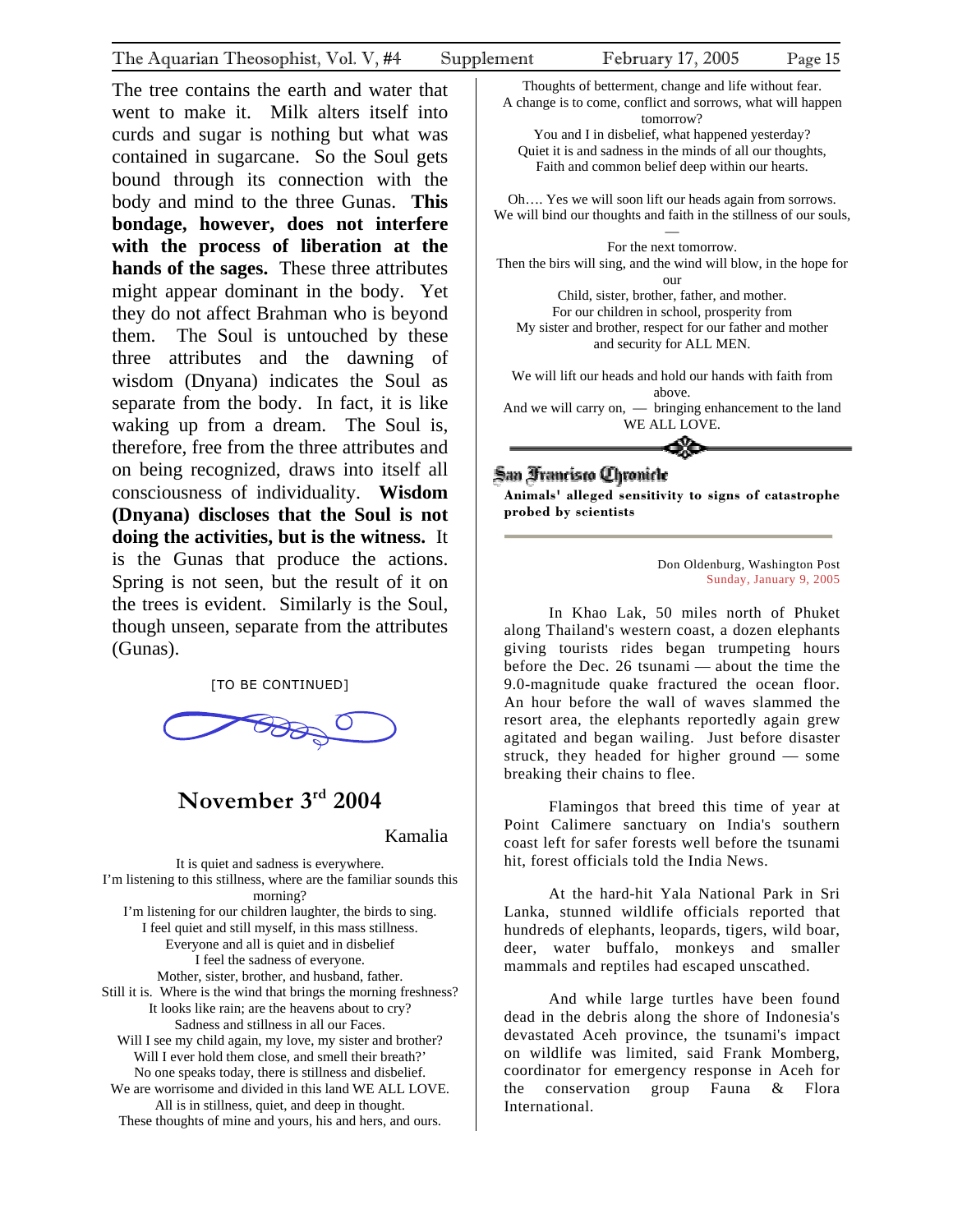The tree contains the earth and water that went to make it. Milk alters itself into curds and sugar is nothing but what was contained in sugarcane. So the Soul gets bound through its connection with the body and mind to the three Gunas. **This bondage, however, does not interfere with the process of liberation at the hands of the sages.** These three attributes might appear dominant in the body. Yet they do not affect Brahman who is beyond them. The Soul is untouched by these three attributes and the dawning of wisdom (Dnyana) indicates the Soul as separate from the body. In fact, it is like waking up from a dream. The Soul is, therefore, free from the three attributes and on being recognized, draws into itself all consciousness of individuality. **Wisdom (Dnyana) discloses that the Soul is not doing the activities, but is the witness.** It is the Gunas that produce the actions. Spring is not seen, but the result of it on the trees is evident. Similarly is the Soul, though unseen, separate from the attributes (Gunas).

[TO BE CONTINUED]

## November 3rd 2004

Kamalia

It is quiet and sadness is everywhere.
I'm listening to this stillness, where are the familiar sounds this morning?
I'm listening for our children laughter, the birds to sing.
I feel quiet and still myself, in this mass stillness.
Everyone and all is quiet and in disbelief
I feel the sadness of everyone.
Mother, sister, brother, and husband, father.
Still it is. Where is the wind that brings the morning freshness?
It looks like rain; are the heavens about to cry?
Sadness and stillness in all our Faces.
Will I see my child again, my love, my sister and brother?
Will I ever hold them close, and smell their breath?'
No one speaks today, there is stillness and disbelief.
We are worrisome and divided in this land WE ALL LOVE.
All is in stillness, quiet, and deep in thought.
These thoughts of mine and yours, his and hers, and ours.
Thoughts of betterment, change and life without fear.
A change is to come, conflict and sorrows, what will happen tomorrow?
You and I in disbelief, what happened yesterday?
Quiet it is and sadness in the minds of all our thoughts,
Faith and common belief deep within our hearts.

Oh…. Yes we will soon lift our heads again from sorrows.
We will bind our thoughts and faith in the stillness of our souls, —
For the next tomorrow.
Then the birs will sing, and the wind will blow, in the hope for our
Child, sister, brother, father, and mother.
For our children in school, prosperity from
My sister and brother, respect for our father and mother
and security for ALL MEN.

We will lift our heads and hold our hands with faith from above.
And we will carry on, — bringing enhancement to the land
WE ALL LOVE.

**San Francisco Chronicle**

**Animals' alleged sensitivity to signs of catastrophe probed by scientists**

Don Oldenburg, Washington Post
Sunday, January 9, 2005

In Khao Lak, 50 miles north of Phuket along Thailand's western coast, a dozen elephants giving tourists rides began trumpeting hours before the Dec. 26 tsunami — about the time the 9.0-magnitude quake fractured the ocean floor. An hour before the wall of waves slammed the resort area, the elephants reportedly again grew agitated and began wailing. Just before disaster struck, they headed for higher ground — some breaking their chains to flee.

Flamingos that breed this time of year at Point Calimere sanctuary on India's southern coast left for safer forests well before the tsunami hit, forest officials told the India News.

At the hard-hit Yala National Park in Sri Lanka, stunned wildlife officials reported that hundreds of elephants, leopards, tigers, wild boar, deer, water buffalo, monkeys and smaller mammals and reptiles had escaped unscathed.

And while large turtles have been found dead in the debris along the shore of Indonesia's devastated Aceh province, the tsunami's impact on wildlife was limited, said Frank Momberg, coordinator for emergency response in Aceh for the conservation group Fauna & Flora International.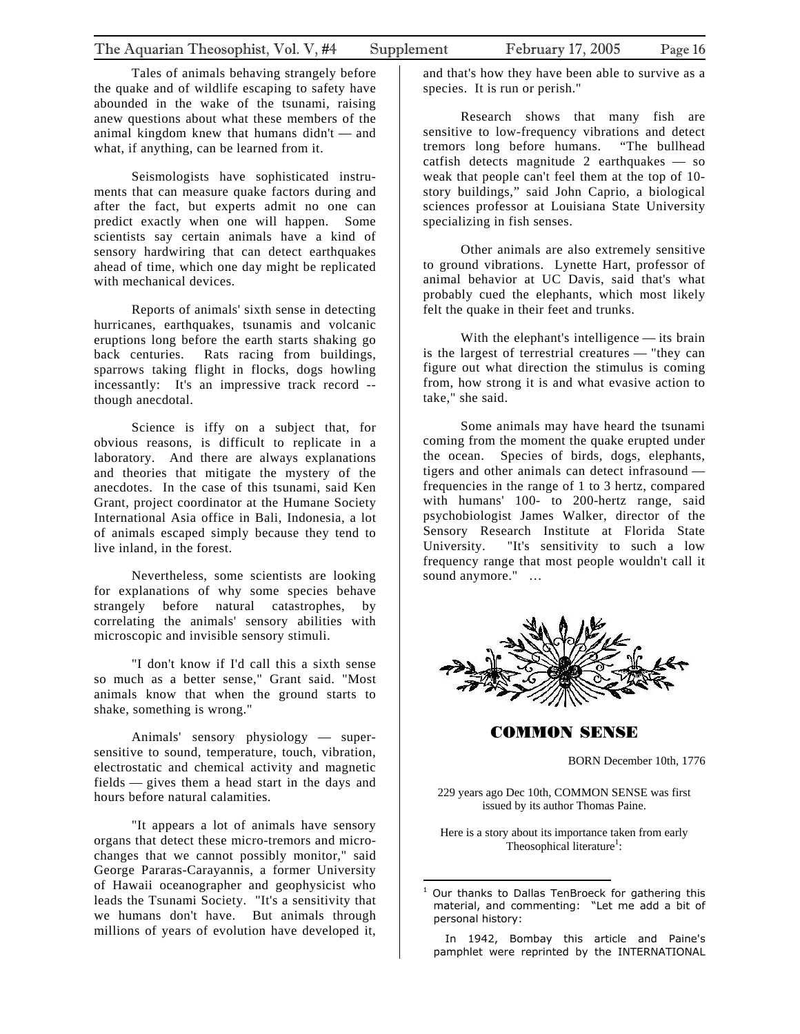Tales of animals behaving strangely before the quake and of wildlife escaping to safety have abounded in the wake of the tsunami, raising anew questions about what these members of the animal kingdom knew that humans didn't — and what, if anything, can be learned from it.

Seismologists have sophisticated instruments that can measure quake factors during and after the fact, but experts admit no one can predict exactly when one will happen. Some scientists say certain animals have a kind of sensory hardwiring that can detect earthquakes ahead of time, which one day might be replicated with mechanical devices.

Reports of animals' sixth sense in detecting hurricanes, earthquakes, tsunamis and volcanic eruptions long before the earth starts shaking go back centuries. Rats racing from buildings, sparrows taking flight in flocks, dogs howling incessantly: It's an impressive track record -- though anecdotal.

Science is iffy on a subject that, for obvious reasons, is difficult to replicate in a laboratory. And there are always explanations and theories that mitigate the mystery of the anecdotes. In the case of this tsunami, said Ken Grant, project coordinator at the Humane Society International Asia office in Bali, Indonesia, a lot of animals escaped simply because they tend to live inland, in the forest.

Nevertheless, some scientists are looking for explanations of why some species behave strangely before natural catastrophes, by correlating the animals' sensory abilities with microscopic and invisible sensory stimuli.

"I don't know if I'd call this a sixth sense so much as a better sense," Grant said. "Most animals know that when the ground starts to shake, something is wrong."

Animals' sensory physiology — super-sensitive to sound, temperature, touch, vibration, electrostatic and chemical activity and magnetic fields — gives them a head start in the days and hours before natural calamities.

"It appears a lot of animals have sensory organs that detect these micro-tremors and micro-changes that we cannot possibly monitor," said George Pararas-Carayannis, a former University of Hawaii oceanographer and geophysicist who leads the Tsunami Society. "It's a sensitivity that we humans don't have. But animals through millions of years of evolution have developed it, and that's how they have been able to survive as a species. It is run or perish."

Research shows that many fish are sensitive to low-frequency vibrations and detect tremors long before humans. "The bullhead catfish detects magnitude 2 earthquakes — so weak that people can't feel them at the top of 10-story buildings," said John Caprio, a biological sciences professor at Louisiana State University specializing in fish senses.

Other animals are also extremely sensitive to ground vibrations. Lynette Hart, professor of animal behavior at UC Davis, said that's what probably cued the elephants, which most likely felt the quake in their feet and trunks.

With the elephant's intelligence — its brain is the largest of terrestrial creatures — "they can figure out what direction the stimulus is coming from, how strong it is and what evasive action to take," she said.

Some animals may have heard the tsunami coming from the moment the quake erupted under the ocean. Species of birds, dogs, elephants, tigers and other animals can detect infrasound — frequencies in the range of 1 to 3 hertz, compared with humans' 100- to 200-hertz range, said psychobiologist James Walker, director of the Sensory Research Institute at Florida State University. "It's sensitivity to such a low frequency range that most people wouldn't call it sound anymore." …

## COMMON SENSE

BORN December 10th, 1776

229 years ago Dec 10th, COMMON SENSE was first issued by its author Thomas Paine.

Here is a story about its importance taken from early Theosophical literature[1]:

---

[1] Our thanks to Dallas TenBroeck for gathering this material, and commenting: "Let me add a bit of personal history:

In 1942, Bombay this article and Paine's pamphlet were reprinted by the INTERNATIONAL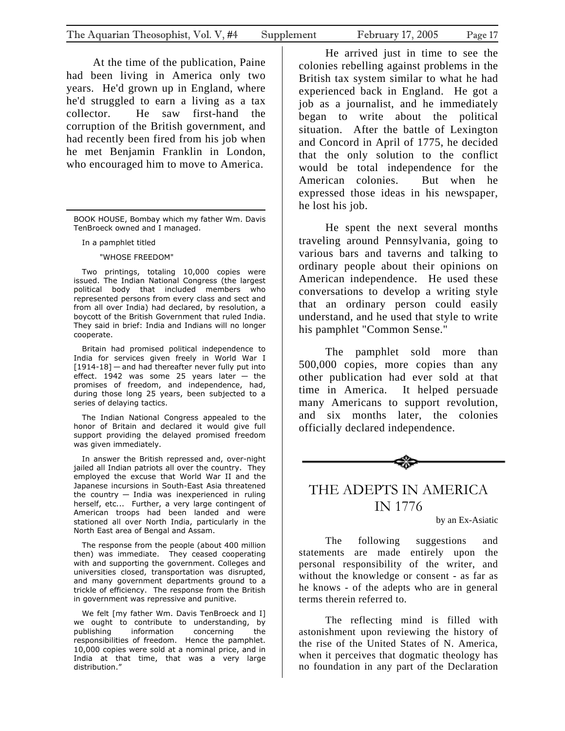At the time of the publication, Paine had been living in America only two years. He'd grown up in England, where he'd struggled to earn a living as a tax collector. He saw first-hand the corruption of the British government, and had recently been fired from his job when he met Benjamin Franklin in London, who encouraged him to move to America.

---

BOOK HOUSE, Bombay which my father Wm. Davis TenBroeck owned and I managed.

In a pamphlet titled

"WHOSE FREEDOM"

Two printings, totaling 10,000 copies were issued. The Indian National Congress (the largest political body that included members who represented persons from every class and sect and from all over India) had declared, by resolution, a boycott of the British Government that ruled India. They said in brief: India and Indians will no longer cooperate.

Britain had promised political independence to India for services given freely in World War I [1914-18] — and had thereafter never fully put into effect. 1942 was some 25 years later — the promises of freedom, and independence, had, during those long 25 years, been subjected to a series of delaying tactics.

The Indian National Congress appealed to the honor of Britain and declared it would give full support providing the delayed promised freedom was given immediately.

In answer the British repressed and, over-night jailed all Indian patriots all over the country. They employed the excuse that World War II and the Japanese incursions in South-East Asia threatened the country — India was inexperienced in ruling herself, etc... Further, a very large contingent of American troops had been landed and were stationed all over North India, particularly in the North East area of Bengal and Assam.

The response from the people (about 400 million then) was immediate. They ceased cooperating with and supporting the government. Colleges and universities closed, transportation was disrupted, and many government departments ground to a trickle of efficiency. The response from the British in government was repressive and punitive.

We felt [my father Wm. Davis TenBroeck and I] we ought to contribute to understanding, by publishing information concerning the responsibilities of freedom. Hence the pamphlet. 10,000 copies were sold at a nominal price, and in India at that time, that was a very large distribution."

---

He arrived just in time to see the colonies rebelling against problems in the British tax system similar to what he had experienced back in England. He got a job as a journalist, and he immediately began to write about the political situation. After the battle of Lexington and Concord in April of 1775, he decided that the only solution to the conflict would be total independence for the American colonies. But when he expressed those ideas in his newspaper, he lost his job.

He spent the next several months traveling around Pennsylvania, going to various bars and taverns and talking to ordinary people about their opinions on American independence. He used these conversations to develop a writing style that an ordinary person could easily understand, and he used that style to write his pamphlet "Common Sense."

The pamphlet sold more than 500,000 copies, more copies than any other publication had ever sold at that time in America. It helped persuade many Americans to support revolution, and six months later, the colonies officially declared independence.

---

# THE ADEPTS IN AMERICA IN 1776

by an Ex-Asiatic

The following suggestions and statements are made entirely upon the personal responsibility of the writer, and without the knowledge or consent - as far as he knows - of the adepts who are in general terms therein referred to.

The reflecting mind is filled with astonishment upon reviewing the history of the rise of the United States of N. America, when it perceives that dogmatic theology has no foundation in any part of the Declaration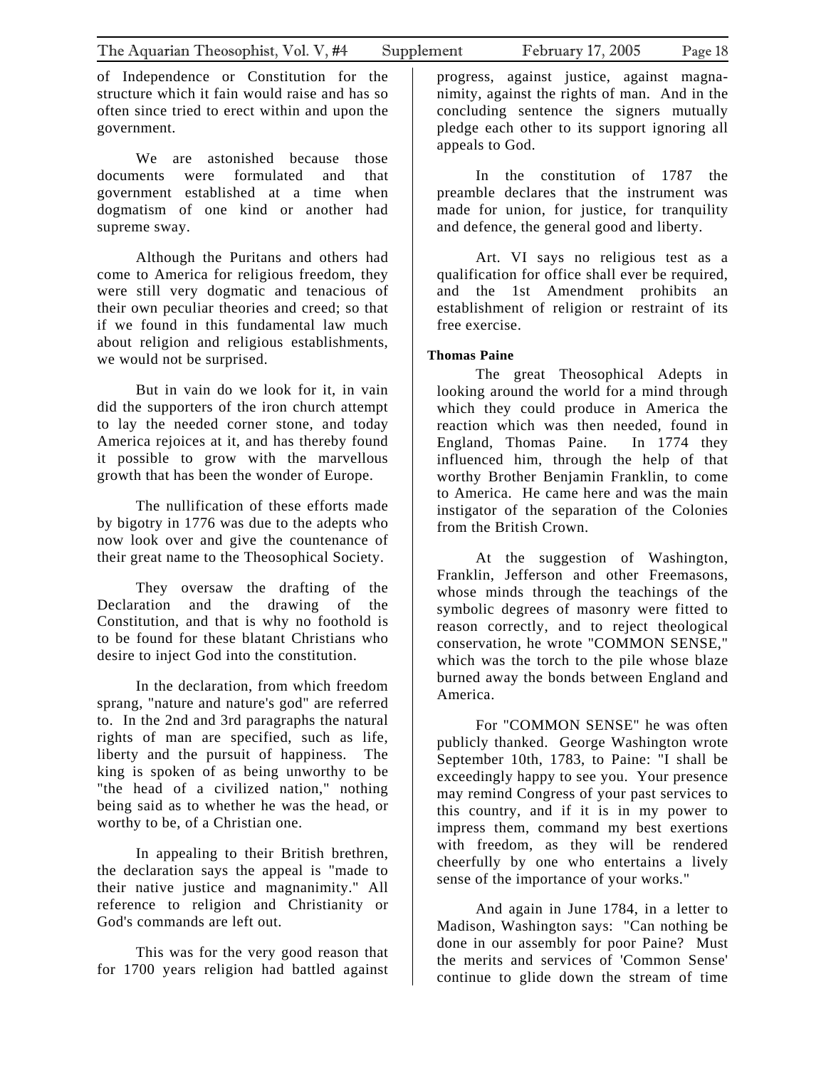of Independence or Constitution for the structure which it fain would raise and has so often since tried to erect within and upon the government.

We are astonished because those documents were formulated and that government established at a time when dogmatism of one kind or another had supreme sway.

Although the Puritans and others had come to America for religious freedom, they were still very dogmatic and tenacious of their own peculiar theories and creed; so that if we found in this fundamental law much about religion and religious establishments, we would not be surprised.

But in vain do we look for it, in vain did the supporters of the iron church attempt to lay the needed corner stone, and today America rejoices at it, and has thereby found it possible to grow with the marvellous growth that has been the wonder of Europe.

The nullification of these efforts made by bigotry in 1776 was due to the adepts who now look over and give the countenance of their great name to the Theosophical Society.

They oversaw the drafting of the Declaration and the drawing of the Constitution, and that is why no foothold is to be found for these blatant Christians who desire to inject God into the constitution.

In the declaration, from which freedom sprang, "nature and nature's god" are referred to. In the 2nd and 3rd paragraphs the natural rights of man are specified, such as life, liberty and the pursuit of happiness. The king is spoken of as being unworthy to be "the head of a civilized nation," nothing being said as to whether he was the head, or worthy to be, of a Christian one.

In appealing to their British brethren, the declaration says the appeal is "made to their native justice and magnanimity." All reference to religion and Christianity or God's commands are left out.

This was for the very good reason that for 1700 years religion had battled against progress, against justice, against magnanimity, against the rights of man. And in the concluding sentence the signers mutually pledge each other to its support ignoring all appeals to God.

In the constitution of 1787 the preamble declares that the instrument was made for union, for justice, for tranquility and defence, the general good and liberty.

Art. VI says no religious test as a qualification for office shall ever be required, and the 1st Amendment prohibits an establishment of religion or restraint of its free exercise.

**Thomas Paine**

The great Theosophical Adepts in looking around the world for a mind through which they could produce in America the reaction which was then needed, found in England, Thomas Paine. In 1774 they influenced him, through the help of that worthy Brother Benjamin Franklin, to come to America. He came here and was the main instigator of the separation of the Colonies from the British Crown.

At the suggestion of Washington, Franklin, Jefferson and other Freemasons, whose minds through the teachings of the symbolic degrees of masonry were fitted to reason correctly, and to reject theological conservation, he wrote "COMMON SENSE," which was the torch to the pile whose blaze burned away the bonds between England and America.

For "COMMON SENSE" he was often publicly thanked. George Washington wrote September 10th, 1783, to Paine: "I shall be exceedingly happy to see you. Your presence may remind Congress of your past services to this country, and if it is in my power to impress them, command my best exertions with freedom, as they will be rendered cheerfully by one who entertains a lively sense of the importance of your works."

And again in June 1784, in a letter to Madison, Washington says: "Can nothing be done in our assembly for poor Paine? Must the merits and services of 'Common Sense' continue to glide down the stream of time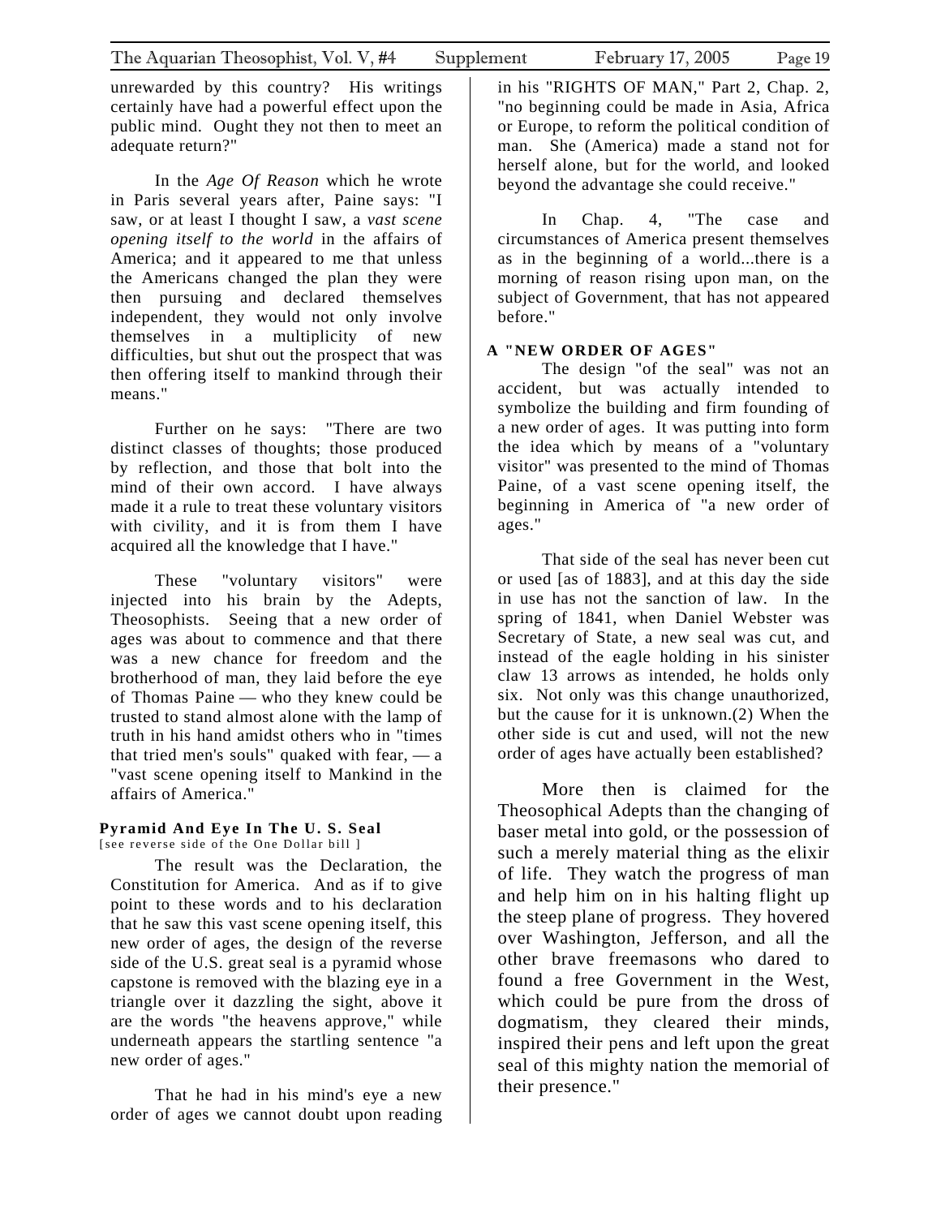unrewarded by this country? His writings certainly have had a powerful effect upon the public mind. Ought they not then to meet an adequate return?"

In the *Age Of Reason* which he wrote in Paris several years after, Paine says: "I saw, or at least I thought I saw, a *vast scene opening itself to the world* in the affairs of America; and it appeared to me that unless the Americans changed the plan they were then pursuing and declared themselves independent, they would not only involve themselves in a multiplicity of new difficulties, but shut out the prospect that was then offering itself to mankind through their means."

Further on he says: "There are two distinct classes of thoughts; those produced by reflection, and those that bolt into the mind of their own accord. I have always made it a rule to treat these voluntary visitors with civility, and it is from them I have acquired all the knowledge that I have."

These "voluntary visitors" were injected into his brain by the Adepts, Theosophists. Seeing that a new order of ages was about to commence and that there was a new chance for freedom and the brotherhood of man, they laid before the eye of Thomas Paine — who they knew could be trusted to stand almost alone with the lamp of truth in his hand amidst others who in "times that tried men's souls" quaked with fear, — a "vast scene opening itself to Mankind in the affairs of America."

### Pyramid And Eye In The U. S. Seal

[see reverse side of the One Dollar bill ]

The result was the Declaration, the Constitution for America. And as if to give point to these words and to his declaration that he saw this vast scene opening itself, this new order of ages, the design of the reverse side of the U.S. great seal is a pyramid whose capstone is removed with the blazing eye in a triangle over it dazzling the sight, above it are the words "the heavens approve," while underneath appears the startling sentence "a new order of ages."

That he had in his mind's eye a new order of ages we cannot doubt upon reading in his "RIGHTS OF MAN," Part 2, Chap. 2, "no beginning could be made in Asia, Africa or Europe, to reform the political condition of man. She (America) made a stand not for herself alone, but for the world, and looked beyond the advantage she could receive."

In Chap. 4, "The case and circumstances of America present themselves as in the beginning of a world...there is a morning of reason rising upon man, on the subject of Government, that has not appeared before."

### A "NEW ORDER OF AGES"

The design "of the seal" was not an accident, but was actually intended to symbolize the building and firm founding of a new order of ages. It was putting into form the idea which by means of a "voluntary visitor" was presented to the mind of Thomas Paine, of a vast scene opening itself, the beginning in America of "a new order of ages."

That side of the seal has never been cut or used [as of 1883], and at this day the side in use has not the sanction of law. In the spring of 1841, when Daniel Webster was Secretary of State, a new seal was cut, and instead of the eagle holding in his sinister claw 13 arrows as intended, he holds only six. Not only was this change unauthorized, but the cause for it is unknown.(2) When the other side is cut and used, will not the new order of ages have actually been established?

More then is claimed for the Theosophical Adepts than the changing of baser metal into gold, or the possession of such a merely material thing as the elixir of life. They watch the progress of man and help him on in his halting flight up the steep plane of progress. They hovered over Washington, Jefferson, and all the other brave freemasons who dared to found a free Government in the West, which could be pure from the dross of dogmatism, they cleared their minds, inspired their pens and left upon the great seal of this mighty nation the memorial of their presence."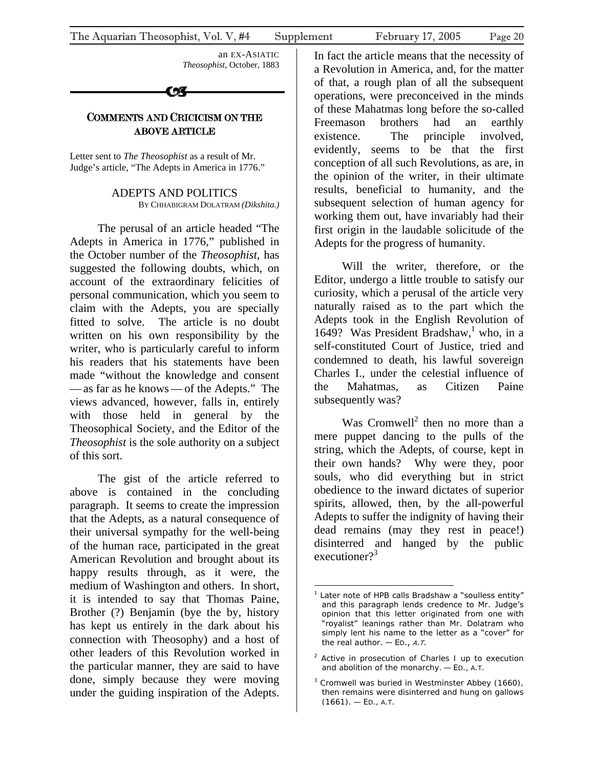an EX-ASIATIC
*Theosophist*, October, 1883

---

## COMMENTS AND CRICICISM ON THE ABOVE ARTICLE

Letter sent to *The Theosophist* as a result of Mr. Judge's article, "The Adepts in America in 1776."

### ADEPTS AND POLITICS

BY CHHABIGRAM DOLATRAM *(Dikshita.)*

The perusal of an article headed "The Adepts in America in 1776," published in the October number of the *Theosophist*, has suggested the following doubts, which, on account of the extraordinary felicities of personal communication, which you seem to claim with the Adepts, you are specially fitted to solve. The article is no doubt written on his own responsibility by the writer, who is particularly careful to inform his readers that his statements have been made "without the knowledge and consent — as far as he knows — of the Adepts." The views advanced, however, falls in, entirely with those held in general by the Theosophical Society, and the Editor of the *Theosophist* is the sole authority on a subject of this sort.

The gist of the article referred to above is contained in the concluding paragraph. It seems to create the impression that the Adepts, as a natural consequence of their universal sympathy for the well-being of the human race, participated in the great American Revolution and brought about its happy results through, as it were, the medium of Washington and others. In short, it is intended to say that Thomas Paine, Brother (?) Benjamin (bye the by, history has kept us entirely in the dark about his connection with Theosophy) and a host of other leaders of this Revolution worked in the particular manner, they are said to have done, simply because they were moving under the guiding inspiration of the Adepts. In fact the article means that the necessity of a Revolution in America, and, for the matter of that, a rough plan of all the subsequent operations, were preconceived in the minds of these Mahatmas long before the so-called Freemason brothers had an earthly existence. The principle involved, evidently, seems to be that the first conception of all such Revolutions, as are, in the opinion of the writer, in their ultimate results, beneficial to humanity, and the subsequent selection of human agency for working them out, have invariably had their first origin in the laudable solicitude of the Adepts for the progress of humanity.

Will the writer, therefore, or the Editor, undergo a little trouble to satisfy our curiosity, which a perusal of the article very naturally raised as to the part which the Adepts took in the English Revolution of 1649? Was President Bradshaw,[1] who, in a self-constituted Court of Justice, tried and condemned to death, his lawful sovereign Charles I., under the celestial influence of the Mahatmas, as Citizen Paine subsequently was?

Was Cromwell[2] then no more than a mere puppet dancing to the pulls of the string, which the Adepts, of course, kept in their own hands? Why were they, poor souls, who did everything but in strict obedience to the inward dictates of superior spirits, allowed, then, by the all-powerful Adepts to suffer the indignity of having their dead remains (may they rest in peace!) disinterred and hanged by the public executioner?[3]

---

[1] Later note of HPB calls Bradshaw a "soulless entity" and this paragraph lends credence to Mr. Judge's opinion that this letter originated from one with "royalist" leanings rather than Mr. Dolatram who simply lent his name to the letter as a "cover" for the real author. — ED., *A.T.*

[2] Active in prosecution of Charles I up to execution and abolition of the monarchy. — ED., A.T.

[3] Cromwell was buried in Westminster Abbey (1660), then remains were disinterred and hung on gallows (1661). — ED., A.T.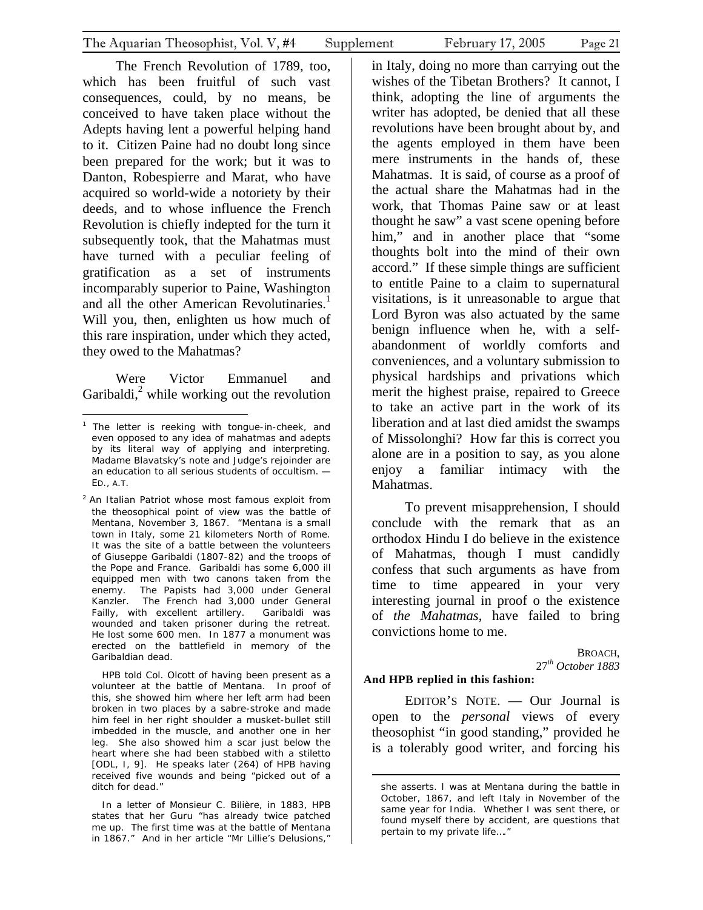The French Revolution of 1789, too, which has been fruitful of such vast consequences, could, by no means, be conceived to have taken place without the Adepts having lent a powerful helping hand to it. Citizen Paine had no doubt long since been prepared for the work; but it was to Danton, Robespierre and Marat, who have acquired so world-wide a notoriety by their deeds, and to whose influence the French Revolution is chiefly indepted for the turn it subsequently took, that the Mahatmas must have turned with a peculiar feeling of gratification as a set of instruments incomparably superior to Paine, Washington and all the other American Revolutinaries.[1] Will you, then, enlighten us how much of this rare inspiration, under which they acted, they owed to the Mahatmas?

Were Victor Emmanuel and Garibaldi,[2] while working out the revolution in Italy, doing no more than carrying out the wishes of the Tibetan Brothers? It cannot, I think, adopting the line of arguments the writer has adopted, be denied that all these revolutions have been brought about by, and the agents employed in them have been mere instruments in the hands of, these Mahatmas. It is said, of course as a proof of the actual share the Mahatmas had in the work, that Thomas Paine saw or at least thought he saw" a vast scene opening before him," and in another place that "some thoughts bolt into the mind of their own accord." If these simple things are sufficient to entitle Paine to a claim to supernatural visitations, is it unreasonable to argue that Lord Byron was also actuated by the same benign influence when he, with a self-abandonment of worldly comforts and conveniences, and a voluntary submission to physical hardships and privations which merit the highest praise, repaired to Greece to take an active part in the work of its liberation and at last died amidst the swamps of Missolonghi? How far this is correct you alone are in a position to say, as you alone enjoy a familiar intimacy with the Mahatmas.

To prevent misapprehension, I should conclude with the remark that as an orthodox Hindu I do believe in the existence of Mahatmas, though I must candidly confess that such arguments as have from time to time appeared in your very interesting journal in proof o the existence of *the Mahatmas*, have failed to bring convictions home to me.

BROACH,
27th *October 1883*

**And HPB replied in this fashion:**

EDITOR'S NOTE. — Our Journal is open to the *personal* views of every theosophist "in good standing," provided he is a tolerably good writer, and forcing his

---

[1] The letter is reeking with tongue-in-cheek, and even opposed to any idea of mahatmas and adepts by its literal way of applying and interpreting. Madame Blavatsky's note and Judge's rejoinder are an education to all serious students of occultism. — ED., A.T.

[2] An Italian Patriot whose most famous exploit from the theosophical point of view was the battle of Mentana, November 3, 1867. "Mentana is a small town in Italy, some 21 kilometers North of Rome. It was the site of a battle between the volunteers of Giuseppe Garibaldi (1807-82) and the troops of the Pope and France. Garibaldi has some 6,000 ill equipped men with two canons taken from the enemy. The Papists had 3,000 under General Kanzler. The French had 3,000 under General Failly, with excellent artillery. Garibaldi was wounded and taken prisoner during the retreat. He lost some 600 men. In 1877 a monument was erected on the battlefield in memory of the Garibaldian dead.

HPB told Col. Olcott of having been present as a volunteer at the battle of Mentana. In proof of this, she showed him where her left arm had been broken in two places by a sabre-stroke and made him feel in her right shoulder a musket-bullet still imbedded in the muscle, and another one in her leg. She also showed him a scar just below the heart where she had been stabbed with a stiletto [ODL, I, 9]. He speaks later (264) of HPB having received five wounds and being "picked out of a ditch for dead."

In a letter of Monsieur C. Bilière, in 1883, HPB states that her Guru "has already twice patched me up. The first time was at the battle of Mentana in 1867." And in her article "Mr Lillie's Delusions," she asserts. I was at Mentana during the battle in October, 1867, and left Italy in November of the same year for India. Whether I was sent there, or found myself there by accident, are questions that pertain to my private life…."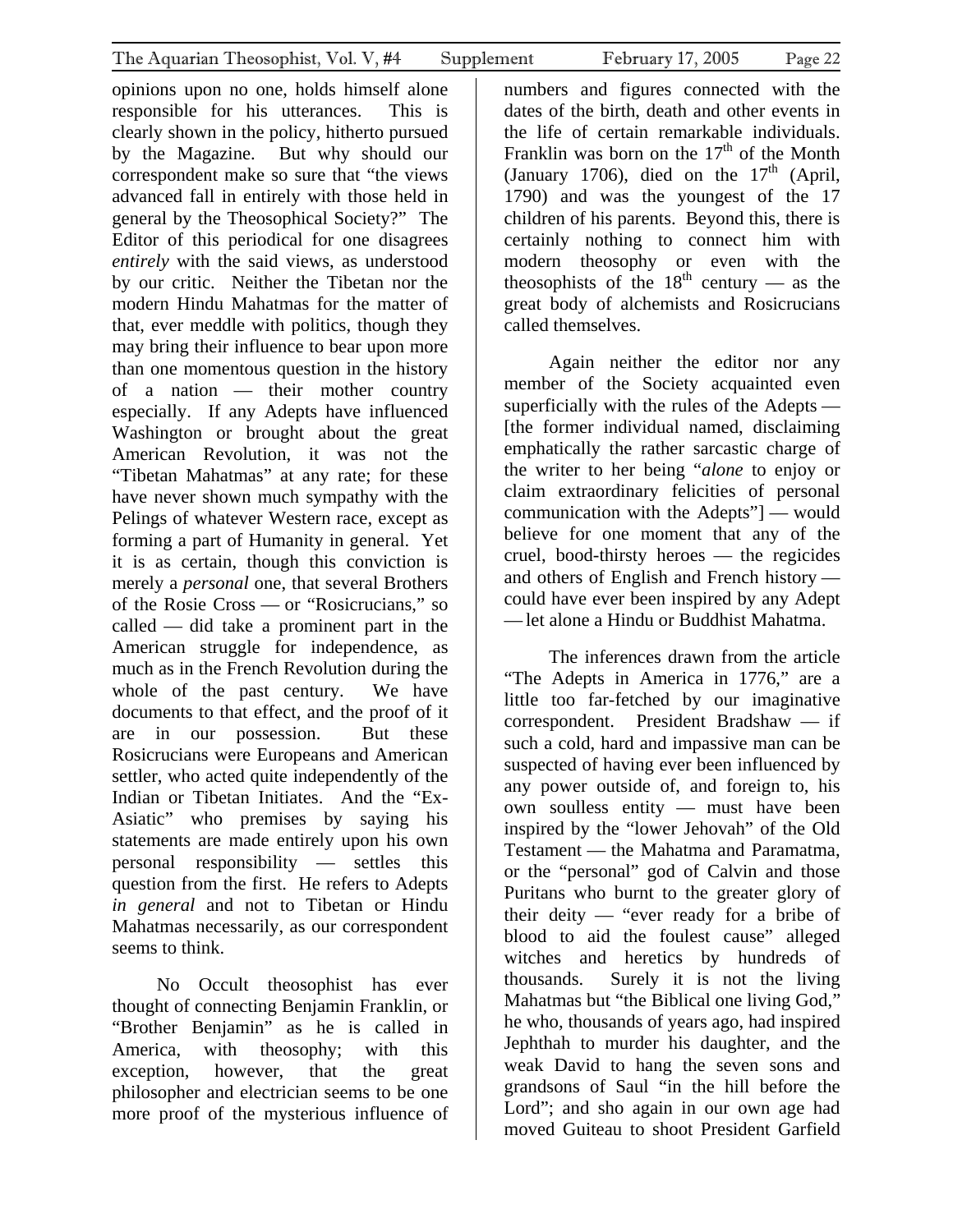opinions upon no one, holds himself alone responsible for his utterances. This is clearly shown in the policy, hitherto pursued by the Magazine. But why should our correspondent make so sure that "the views advanced fall in entirely with those held in general by the Theosophical Society?" The Editor of this periodical for one disagrees *entirely* with the said views, as understood by our critic. Neither the Tibetan nor the modern Hindu Mahatmas for the matter of that, ever meddle with politics, though they may bring their influence to bear upon more than one momentous question in the history of a nation — their mother country especially. If any Adepts have influenced Washington or brought about the great American Revolution, it was not the "Tibetan Mahatmas" at any rate; for these have never shown much sympathy with the Pelings of whatever Western race, except as forming a part of Humanity in general. Yet it is as certain, though this conviction is merely a *personal* one, that several Brothers of the Rosie Cross — or "Rosicrucians," so called — did take a prominent part in the American struggle for independence, as much as in the French Revolution during the whole of the past century. We have documents to that effect, and the proof of it are in our possession. But these Rosicrucians were Europeans and American settler, who acted quite independently of the Indian or Tibetan Initiates. And the "Ex-Asiatic" who premises by saying his statements are made entirely upon his own personal responsibility — settles this question from the first. He refers to Adepts *in general* and not to Tibetan or Hindu Mahatmas necessarily, as our correspondent seems to think.

No Occult theosophist has ever thought of connecting Benjamin Franklin, or "Brother Benjamin" as he is called in America, with theosophy; with this exception, however, that the great philosopher and electrician seems to be one more proof of the mysterious influence of numbers and figures connected with the dates of the birth, death and other events in the life of certain remarkable individuals. Franklin was born on the 17th of the Month (January 1706), died on the 17th (April, 1790) and was the youngest of the 17 children of his parents. Beyond this, there is certainly nothing to connect him with modern theosophy or even with the theosophists of the 18th century — as the great body of alchemists and Rosicrucians called themselves.

Again neither the editor nor any member of the Society acquainted even superficially with the rules of the Adepts — [the former individual named, disclaiming emphatically the rather sarcastic charge of the writer to her being "*alone* to enjoy or claim extraordinary felicities of personal communication with the Adepts"] — would believe for one moment that any of the cruel, bood-thirsty heroes — the regicides and others of English and French history — could have ever been inspired by any Adept — let alone a Hindu or Buddhist Mahatma.

The inferences drawn from the article "The Adepts in America in 1776," are a little too far-fetched by our imaginative correspondent. President Bradshaw — if such a cold, hard and impassive man can be suspected of having ever been influenced by any power outside of, and foreign to, his own soulless entity — must have been inspired by the "lower Jehovah" of the Old Testament — the Mahatma and Paramatma, or the "personal" god of Calvin and those Puritans who burnt to the greater glory of their deity — "ever ready for a bribe of blood to aid the foulest cause" alleged witches and heretics by hundreds of thousands. Surely it is not the living Mahatmas but "the Biblical one living God," he who, thousands of years ago, had inspired Jephthah to murder his daughter, and the weak David to hang the seven sons and grandsons of Saul "in the hill before the Lord"; and sho again in our own age had moved Guiteau to shoot President Garfield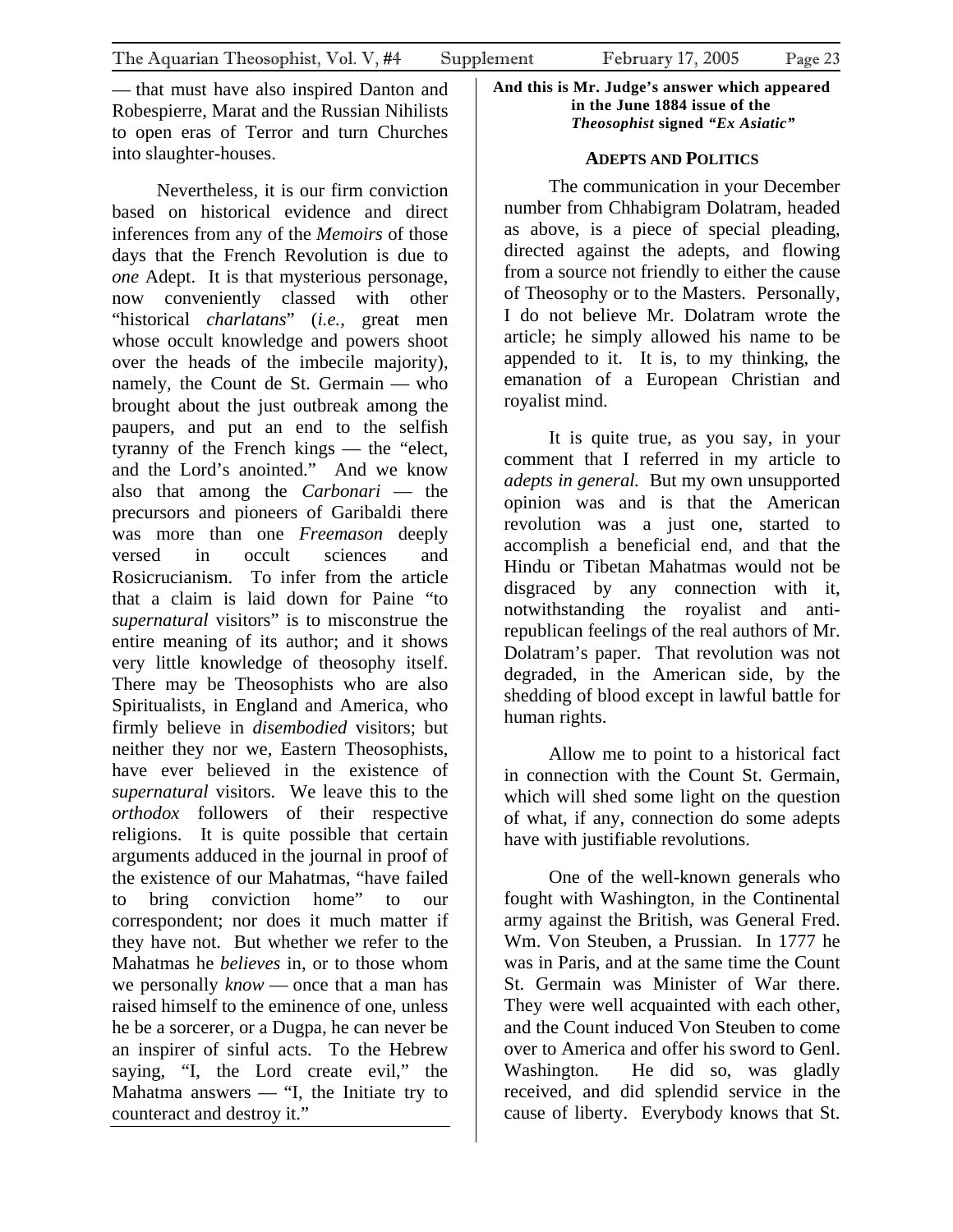— that must have also inspired Danton and Robespierre, Marat and the Russian Nihilists to open eras of Terror and turn Churches into slaughter-houses.

Nevertheless, it is our firm conviction based on historical evidence and direct inferences from any of the *Memoirs* of those days that the French Revolution is due to *one* Adept. It is that mysterious personage, now conveniently classed with other "historical *charlatans*" (*i.e.*, great men whose occult knowledge and powers shoot over the heads of the imbecile majority), namely, the Count de St. Germain — who brought about the just outbreak among the paupers, and put an end to the selfish tyranny of the French kings — the "elect, and the Lord's anointed." And we know also that among the *Carbonari* — the precursors and pioneers of Garibaldi there was more than one *Freemason* deeply versed in occult sciences and Rosicrucianism. To infer from the article that a claim is laid down for Paine "to *supernatural* visitors" is to misconstrue the entire meaning of its author; and it shows very little knowledge of theosophy itself. There may be Theosophists who are also Spiritualists, in England and America, who firmly believe in *disembodied* visitors; but neither they nor we, Eastern Theosophists, have ever believed in the existence of *supernatural* visitors. We leave this to the *orthodox* followers of their respective religions. It is quite possible that certain arguments adduced in the journal in proof of the existence of our Mahatmas, "have failed to bring conviction home" to our correspondent; nor does it much matter if they have not. But whether we refer to the Mahatmas he *believes* in, or to those whom we personally *know* — once that a man has raised himself to the eminence of one, unless he be a sorcerer, or a Dugpa, he can never be an inspirer of sinful acts. To the Hebrew saying, "I, the Lord create evil," the Mahatma answers — "I, the Initiate try to counteract and destroy it."

**And this is Mr. Judge's answer which appeared in the June 1884 issue of the *Theosophist* signed *"Ex Asiatic"***

### ADEPTS AND POLITICS

The communication in your December number from Chhabigram Dolatram, headed as above, is a piece of special pleading, directed against the adepts, and flowing from a source not friendly to either the cause of Theosophy or to the Masters. Personally, I do not believe Mr. Dolatram wrote the article; he simply allowed his name to be appended to it. It is, to my thinking, the emanation of a European Christian and royalist mind.

It is quite true, as you say, in your comment that I referred in my article to *adepts in general.* But my own unsupported opinion was and is that the American revolution was a just one, started to accomplish a beneficial end, and that the Hindu or Tibetan Mahatmas would not be disgraced by any connection with it, notwithstanding the royalist and anti-republican feelings of the real authors of Mr. Dolatram's paper. That revolution was not degraded, in the American side, by the shedding of blood except in lawful battle for human rights.

Allow me to point to a historical fact in connection with the Count St. Germain, which will shed some light on the question of what, if any, connection do some adepts have with justifiable revolutions.

One of the well-known generals who fought with Washington, in the Continental army against the British, was General Fred. Wm. Von Steuben, a Prussian. In 1777 he was in Paris, and at the same time the Count St. Germain was Minister of War there. They were well acquainted with each other, and the Count induced Von Steuben to come over to America and offer his sword to Genl. Washington. He did so, was gladly received, and did splendid service in the cause of liberty. Everybody knows that St.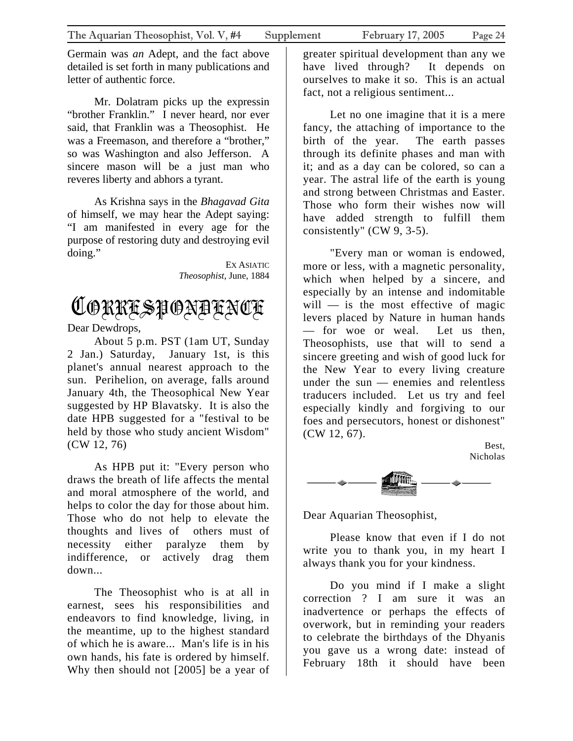Germain was *an* Adept, and the fact above detailed is set forth in many publications and letter of authentic force.

Mr. Dolatram picks up the expressin "brother Franklin." I never heard, nor ever said, that Franklin was a Theosophist. He was a Freemason, and therefore a "brother," so was Washington and also Jefferson. A sincere mason will be a just man who reveres liberty and abhors a tyrant.

As Krishna says in the *Bhagavad Gita* of himself, we may hear the Adept saying: "I am manifested in every age for the purpose of restoring duty and destroying evil doing."

EX ASIATIC
*Theosophist*, June, 1884

# Correspondence

Dear Dewdrops,

About 5 p.m. PST (1am UT, Sunday 2 Jan.) Saturday, January 1st, is this planet's annual nearest approach to the sun. Perihelion, on average, falls around January 4th, the Theosophical New Year suggested by HP Blavatsky. It is also the date HPB suggested for a "festival to be held by those who study ancient Wisdom" (CW 12, 76)

As HPB put it: "Every person who draws the breath of life affects the mental and moral atmosphere of the world, and helps to color the day for those about him. Those who do not help to elevate the thoughts and lives of others must of necessity either paralyze them by indifference, or actively drag them down...

The Theosophist who is at all in earnest, sees his responsibilities and endeavors to find knowledge, living, in the meantime, up to the highest standard of which he is aware... Man's life is in his own hands, his fate is ordered by himself. Why then should not [2005] be a year of greater spiritual development than any we have lived through? It depends on ourselves to make it so. This is an actual fact, not a religious sentiment...

Let no one imagine that it is a mere fancy, the attaching of importance to the birth of the year. The earth passes through its definite phases and man with it; and as a day can be colored, so can a year. The astral life of the earth is young and strong between Christmas and Easter. Those who form their wishes now will have added strength to fulfill them consistently" (CW 9, 3-5).

"Every man or woman is endowed, more or less, with a magnetic personality, which when helped by a sincere, and especially by an intense and indomitable will — is the most effective of magic levers placed by Nature in human hands — for woe or weal. Let us then, Theosophists, use that will to send a sincere greeting and wish of good luck for the New Year to every living creature under the sun — enemies and relentless traducers included. Let us try and feel especially kindly and forgiving to our foes and persecutors, honest or dishonest" (CW 12, 67).

Best,
Nicholas

Dear Aquarian Theosophist,

Please know that even if I do not write you to thank you, in my heart I always thank you for your kindness.

Do you mind if I make a slight correction ? I am sure it was an inadvertence or perhaps the effects of overwork, but in reminding your readers to celebrate the birthdays of the Dhyanis you gave us a wrong date: instead of February 18th it should have been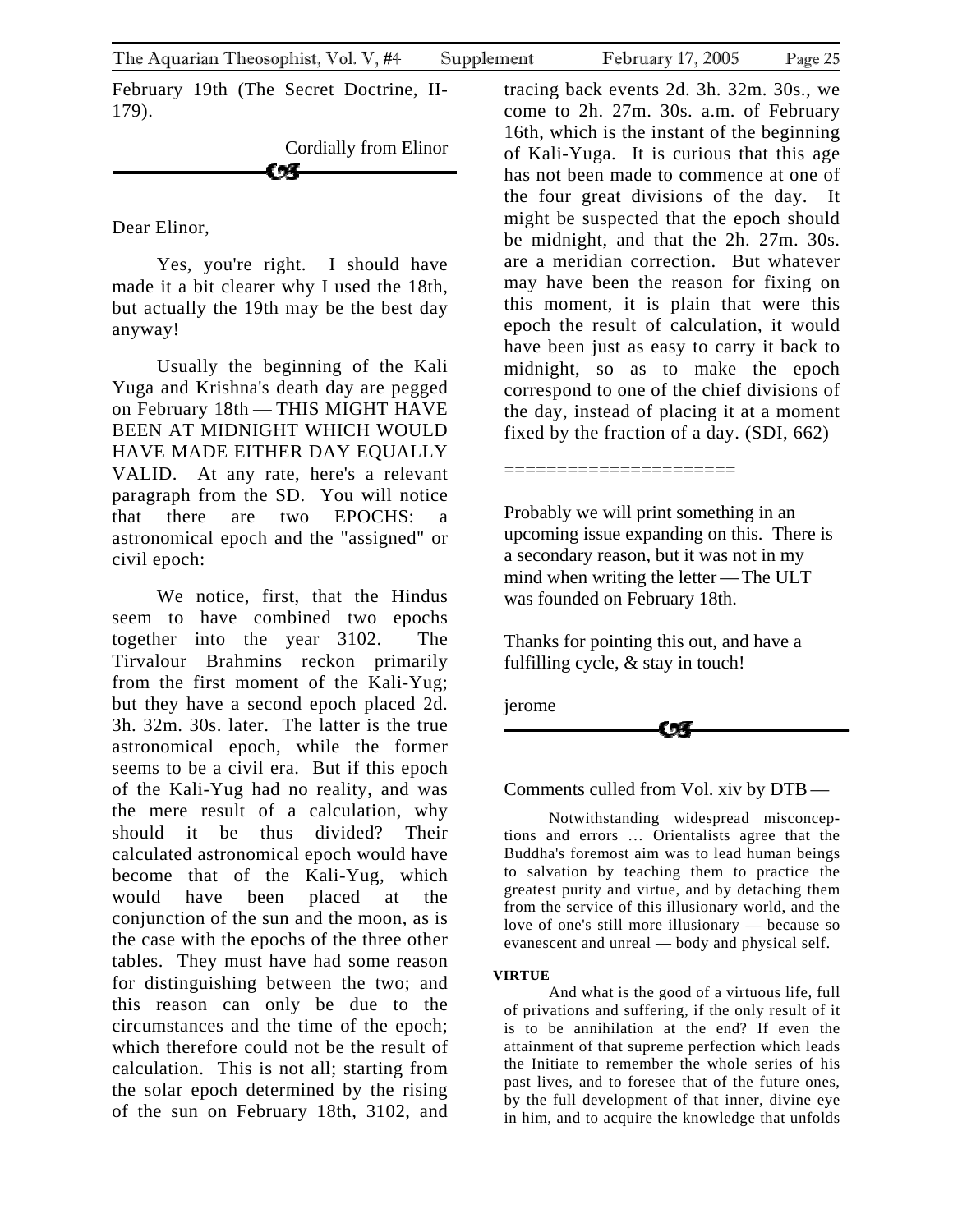February 19th (The Secret Doctrine, II-179).

Cordially from Elinor

---

Dear Elinor,

Yes, you're right. I should have made it a bit clearer why I used the 18th, but actually the 19th may be the best day anyway!

Usually the beginning of the Kali Yuga and Krishna's death day are pegged on February 18th — THIS MIGHT HAVE BEEN AT MIDNIGHT WHICH WOULD HAVE MADE EITHER DAY EQUALLY VALID. At any rate, here's a relevant paragraph from the SD. You will notice that there are two EPOCHS: a astronomical epoch and the "assigned" or civil epoch:

We notice, first, that the Hindus seem to have combined two epochs together into the year 3102. The Tirvalour Brahmins reckon primarily from the first moment of the Kali-Yug; but they have a second epoch placed 2d. 3h. 32m. 30s. later. The latter is the true astronomical epoch, while the former seems to be a civil era. But if this epoch of the Kali-Yug had no reality, and was the mere result of a calculation, why should it be thus divided? Their calculated astronomical epoch would have become that of the Kali-Yug, which would have been placed at the conjunction of the sun and the moon, as is the case with the epochs of the three other tables. They must have had some reason for distinguishing between the two; and this reason can only be due to the circumstances and the time of the epoch; which therefore could not be the result of calculation. This is not all; starting from the solar epoch determined by the rising of the sun on February 18th, 3102, and tracing back events 2d. 3h. 32m. 30s., we come to 2h. 27m. 30s. a.m. of February 16th, which is the instant of the beginning of Kali-Yuga. It is curious that this age has not been made to commence at one of the four great divisions of the day. It might be suspected that the epoch should be midnight, and that the 2h. 27m. 30s. are a meridian correction. But whatever may have been the reason for fixing on this moment, it is plain that were this epoch the result of calculation, it would have been just as easy to carry it back to midnight, so as to make the epoch correspond to one of the chief divisions of the day, instead of placing it at a moment fixed by the fraction of a day. (SDI, 662)

=====================

Probably we will print something in an upcoming issue expanding on this. There is a secondary reason, but it was not in my mind when writing the letter — The ULT was founded on February 18th.

Thanks for pointing this out, and have a fulfilling cycle, & stay in touch!

jerome

---

Comments culled from Vol. xiv by DTB —

Notwithstanding widespread misconceptions and errors … Orientalists agree that the Buddha's foremost aim was to lead human beings to salvation by teaching them to practice the greatest purity and virtue, and by detaching them from the service of this illusionary world, and the love of one's still more illusionary — because so evanescent and unreal — body and physical self.

**VIRTUE**

And what is the good of a virtuous life, full of privations and suffering, if the only result of it is to be annihilation at the end? If even the attainment of that supreme perfection which leads the Initiate to remember the whole series of his past lives, and to foresee that of the future ones, by the full development of that inner, divine eye in him, and to acquire the knowledge that unfolds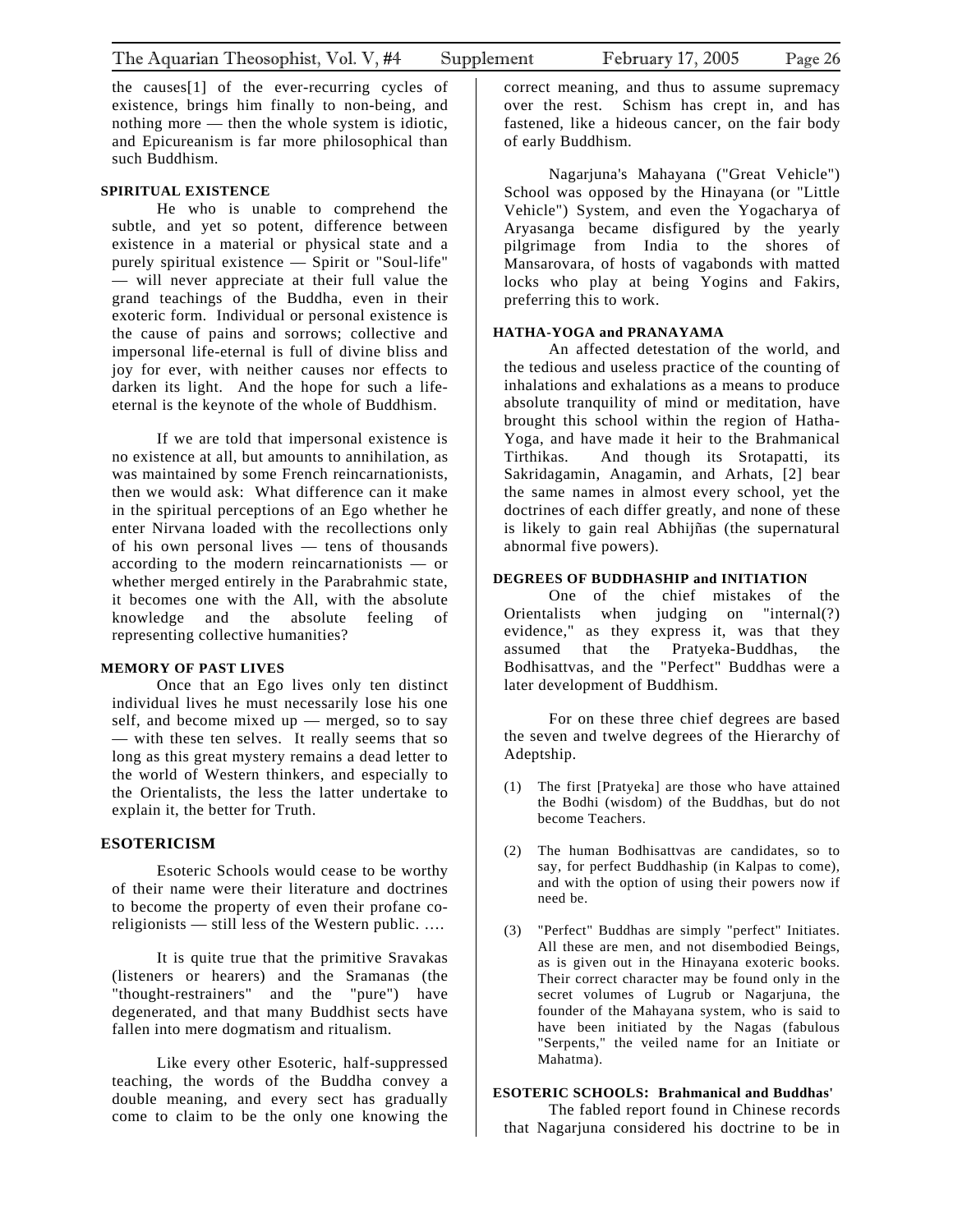the causes[1] of the ever-recurring cycles of existence, brings him finally to non-being, and nothing more — then the whole system is idiotic, and Epicureanism is far more philosophical than such Buddhism.

**SPIRITUAL EXISTENCE**

He who is unable to comprehend the subtle, and yet so potent, difference between existence in a material or physical state and a purely spiritual existence — Spirit or "Soul-life" — will never appreciate at their full value the grand teachings of the Buddha, even in their exoteric form. Individual or personal existence is the cause of pains and sorrows; collective and impersonal life-eternal is full of divine bliss and joy for ever, with neither causes nor effects to darken its light. And the hope for such a life-eternal is the keynote of the whole of Buddhism.

If we are told that impersonal existence is no existence at all, but amounts to annihilation, as was maintained by some French reincarnationists, then we would ask: What difference can it make in the spiritual perceptions of an Ego whether he enter Nirvana loaded with the recollections only of his own personal lives — tens of thousands according to the modern reincarnationists — or whether merged entirely in the Parabrahmic state, it becomes one with the All, with the absolute knowledge and the absolute feeling of representing collective humanities?

**MEMORY OF PAST LIVES**

Once that an Ego lives only ten distinct individual lives he must necessarily lose his one self, and become mixed up — merged, so to say — with these ten selves. It really seems that so long as this great mystery remains a dead letter to the world of Western thinkers, and especially to the Orientalists, the less the latter undertake to explain it, the better for Truth.

**ESOTERICISM**

Esoteric Schools would cease to be worthy of their name were their literature and doctrines to become the property of even their profane co-religionists — still less of the Western public. ....

It is quite true that the primitive Sravakas (listeners or hearers) and the Sramanas (the "thought-restrainers" and the "pure") have degenerated, and that many Buddhist sects have fallen into mere dogmatism and ritualism.

Like every other Esoteric, half-suppressed teaching, the words of the Buddha convey a double meaning, and every sect has gradually come to claim to be the only one knowing the correct meaning, and thus to assume supremacy over the rest. Schism has crept in, and has fastened, like a hideous cancer, on the fair body of early Buddhism.

Nagarjuna's Mahayana ("Great Vehicle") School was opposed by the Hinayana (or "Little Vehicle") System, and even the Yogacharya of Aryasanga became disfigured by the yearly pilgrimage from India to the shores of Mansarovara, of hosts of vagabonds with matted locks who play at being Yogins and Fakirs, preferring this to work.

**HATHA-YOGA and PRANAYAMA**

An affected detestation of the world, and the tedious and useless practice of the counting of inhalations and exhalations as a means to produce absolute tranquility of mind or meditation, have brought this school within the region of Hatha-Yoga, and have made it heir to the Brahmanical Tirthikas. And though its Srotapatti, its Sakridagamin, Anagamin, and Arhats, [2] bear the same names in almost every school, yet the doctrines of each differ greatly, and none of these is likely to gain real Abhijñas (the supernatural abnormal five powers).

**DEGREES OF BUDDHASHIP and INITIATION**

One of the chief mistakes of the Orientalists when judging on "internal(?) evidence," as they express it, was that they assumed that the Pratyeka-Buddhas, the Bodhisattvas, and the "Perfect" Buddhas were a later development of Buddhism.

For on these three chief degrees are based the seven and twelve degrees of the Hierarchy of Adeptship.

(1) The first [Pratyeka] are those who have attained the Bodhi (wisdom) of the Buddhas, but do not become Teachers.

(2) The human Bodhisattvas are candidates, so to say, for perfect Buddhaship (in Kalpas to come), and with the option of using their powers now if need be.

(3) "Perfect" Buddhas are simply "perfect" Initiates. All these are men, and not disembodied Beings, as is given out in the Hinayana exoteric books. Their correct character may be found only in the secret volumes of Lugrub or Nagarjuna, the founder of the Mahayana system, who is said to have been initiated by the Nagas (fabulous "Serpents," the veiled name for an Initiate or Mahatma).

**ESOTERIC SCHOOLS: Brahmanical and Buddhas'**

The fabled report found in Chinese records that Nagarjuna considered his doctrine to be in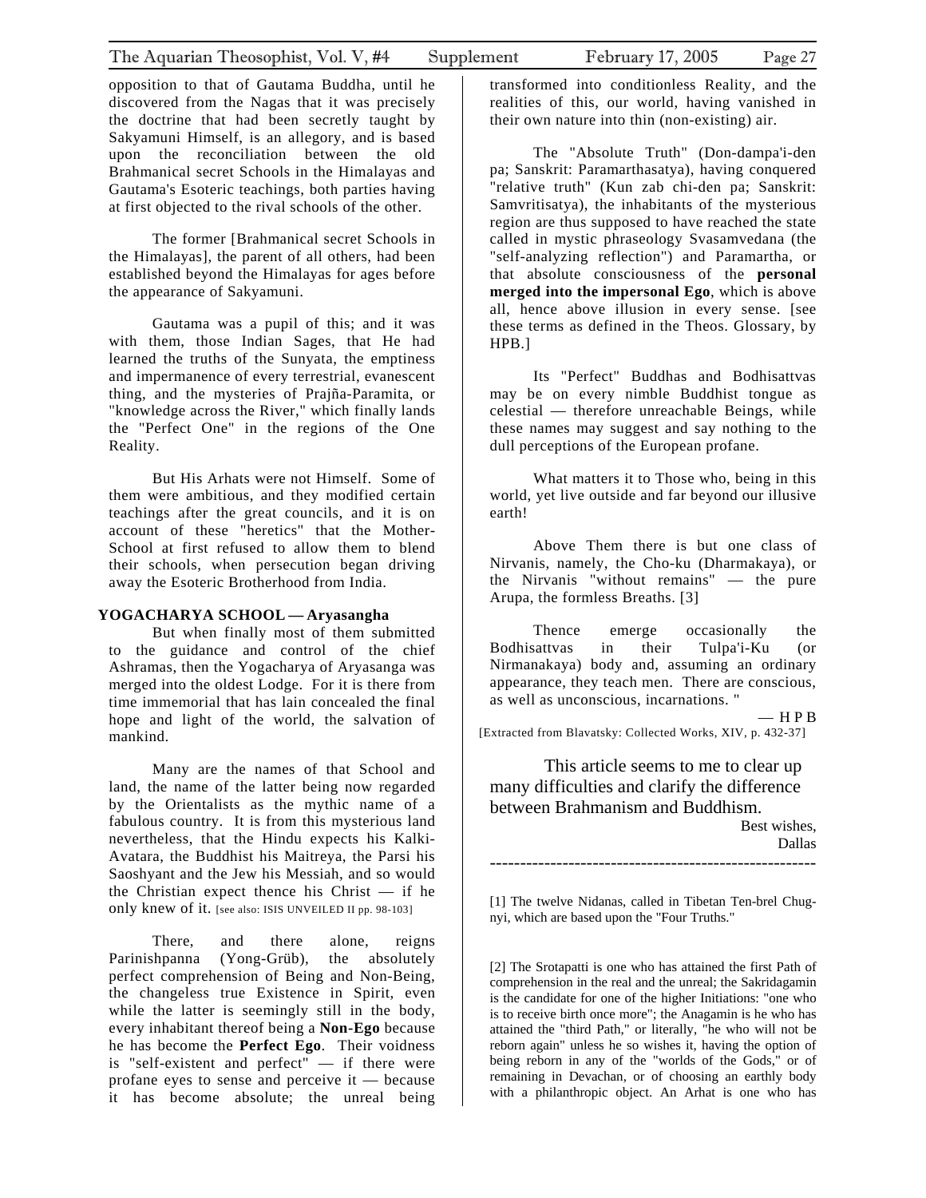opposition to that of Gautama Buddha, until he discovered from the Nagas that it was precisely the doctrine that had been secretly taught by Sakyamuni Himself, is an allegory, and is based upon the reconciliation between the old Brahmanical secret Schools in the Himalayas and Gautama's Esoteric teachings, both parties having at first objected to the rival schools of the other.

The former [Brahmanical secret Schools in the Himalayas], the parent of all others, had been established beyond the Himalayas for ages before the appearance of Sakyamuni.

Gautama was a pupil of this; and it was with them, those Indian Sages, that He had learned the truths of the Sunyata, the emptiness and impermanence of every terrestrial, evanescent thing, and the mysteries of Prajña-Paramita, or "knowledge across the River," which finally lands the "Perfect One" in the regions of the One Reality.

But His Arhats were not Himself. Some of them were ambitious, and they modified certain teachings after the great councils, and it is on account of these "heretics" that the Mother-School at first refused to allow them to blend their schools, when persecution began driving away the Esoteric Brotherhood from India.

**YOGACHARYA SCHOOL — Aryasangha**

But when finally most of them submitted to the guidance and control of the chief Ashramas, then the Yogacharya of Aryasanga was merged into the oldest Lodge. For it is there from time immemorial that has lain concealed the final hope and light of the world, the salvation of mankind.

Many are the names of that School and land, the name of the latter being now regarded by the Orientalists as the mythic name of a fabulous country. It is from this mysterious land nevertheless, that the Hindu expects his Kalki-Avatara, the Buddhist his Maitreya, the Parsi his Saoshyant and the Jew his Messiah, and so would the Christian expect thence his Christ — if he only knew of it. [see also: ISIS UNVEILED II pp. 98-103]

There, and there alone, reigns Parinishpanna (Yong-Grüb), the absolutely perfect comprehension of Being and Non-Being, the changeless true Existence in Spirit, even while the latter is seemingly still in the body, every inhabitant thereof being a **Non-Ego** because he has become the **Perfect Ego**. Their voidness is "self-existent and perfect" — if there were profane eyes to sense and perceive it — because it has become absolute; the unreal being transformed into conditionless Reality, and the realities of this, our world, having vanished in their own nature into thin (non-existing) air.

The "Absolute Truth" (Don-dampa'i-den pa; Sanskrit: Paramarthasatya), having conquered "relative truth" (Kun zab chi-den pa; Sanskrit: Samvritisatya), the inhabitants of the mysterious region are thus supposed to have reached the state called in mystic phraseology Svasamvedana (the "self-analyzing reflection") and Paramartha, or that absolute consciousness of the **personal merged into the impersonal Ego**, which is above all, hence above illusion in every sense. [see these terms as defined in the Theos. Glossary, by HPB.]

Its "Perfect" Buddhas and Bodhisattvas may be on every nimble Buddhist tongue as celestial — therefore unreachable Beings, while these names may suggest and say nothing to the dull perceptions of the European profane.

What matters it to Those who, being in this world, yet live outside and far beyond our illusive earth!

Above Them there is but one class of Nirvanis, namely, the Cho-ku (Dharmakaya), or the Nirvanis "without remains" — the pure Arupa, the formless Breaths. [3]

Thence emerge occasionally the Bodhisattvas in their Tulpa'i-Ku (or Nirmanakaya) body and, assuming an ordinary appearance, they teach men. There are conscious, as well as unconscious, incarnations. "

— H P B

[Extracted from Blavatsky: Collected Works, XIV, p. 432-37]

This article seems to me to clear up many difficulties and clarify the difference between Brahmanism and Buddhism.

Best wishes,

Dallas

-----------------------------------------------------

[1] The twelve Nidanas, called in Tibetan Ten-brel Chug-nyi, which are based upon the "Four Truths."

[2] The Srotapatti is one who has attained the first Path of comprehension in the real and the unreal; the Sakridagamin is the candidate for one of the higher Initiations: "one who is to receive birth once more"; the Anagamin is he who has attained the "third Path," or literally, "he who will not be reborn again" unless he so wishes it, having the option of being reborn in any of the "worlds of the Gods," or of remaining in Devachan, or of choosing an earthly body with a philanthropic object. An Arhat is one who has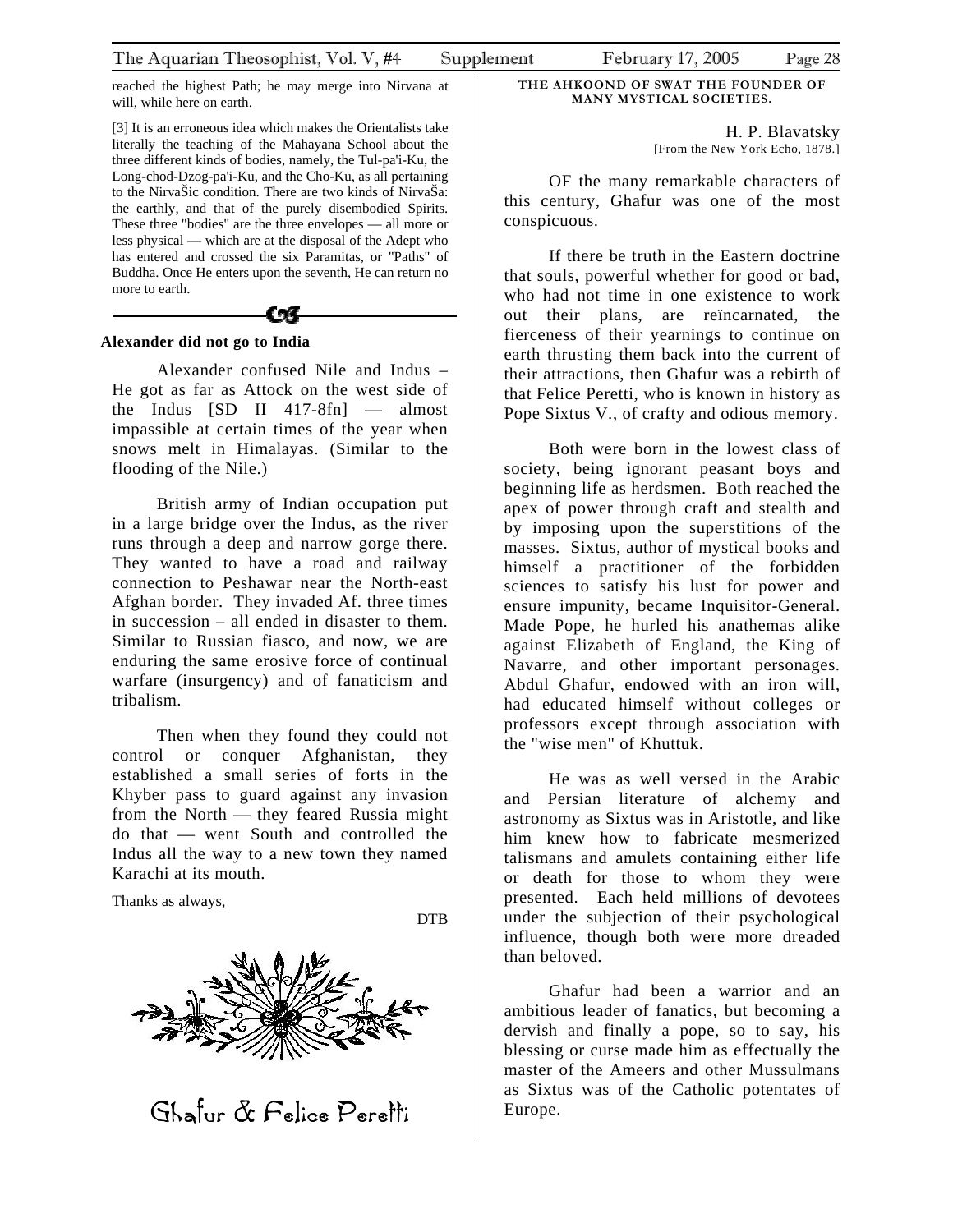reached the highest Path; he may merge into Nirvana at will, while here on earth.

[3] It is an erroneous idea which makes the Orientalists take literally the teaching of the Mahayana School about the three different kinds of bodies, namely, the Tul-pa'i-Ku, the Long-chod-Dzog-pa'i-Ku, and the Cho-Ku, as all pertaining to the NirvaŠic condition. There are two kinds of NirvaŠa: the earthly, and that of the purely disembodied Spirits. These three "bodies" are the three envelopes — all more or less physical — which are at the disposal of the Adept who has entered and crossed the six Paramitas, or "Paths" of Buddha. Once He enters upon the seventh, He can return no more to earth.

---

**Alexander did not go to India**

Alexander confused Nile and Indus – He got as far as Attock on the west side of the Indus [SD II 417-8fn] — almost impassible at certain times of the year when snows melt in Himalayas. (Similar to the flooding of the Nile.)

British army of Indian occupation put in a large bridge over the Indus, as the river runs through a deep and narrow gorge there. They wanted to have a road and railway connection to Peshawar near the North-east Afghan border. They invaded Af. three times in succession – all ended in disaster to them. Similar to Russian fiasco, and now, we are enduring the same erosive force of continual warfare (insurgency) and of fanaticism and tribalism.

Then when they found they could not control or conquer Afghanistan, they established a small series of forts in the Khyber pass to guard against any invasion from the North — they feared Russia might do that — went South and controlled the Indus all the way to a new town they named Karachi at its mouth.

Thanks as always,

DTB

Ghafur & Felice Peretti

### THE AHKOOND OF SWAT THE FOUNDER OF MANY MYSTICAL SOCIETIES.

H. P. Blavatsky
[From the New York Echo, 1878.]

OF the many remarkable characters of this century, Ghafur was one of the most conspicuous.

If there be truth in the Eastern doctrine that souls, powerful whether for good or bad, who had not time in one existence to work out their plans, are reïncarnated, the fierceness of their yearnings to continue on earth thrusting them back into the current of their attractions, then Ghafur was a rebirth of that Felice Peretti, who is known in history as Pope Sixtus V., of crafty and odious memory.

Both were born in the lowest class of society, being ignorant peasant boys and beginning life as herdsmen. Both reached the apex of power through craft and stealth and by imposing upon the superstitions of the masses. Sixtus, author of mystical books and himself a practitioner of the forbidden sciences to satisfy his lust for power and ensure impunity, became Inquisitor-General. Made Pope, he hurled his anathemas alike against Elizabeth of England, the King of Navarre, and other important personages. Abdul Ghafur, endowed with an iron will, had educated himself without colleges or professors except through association with the "wise men" of Khuttuk.

He was as well versed in the Arabic and Persian literature of alchemy and astronomy as Sixtus was in Aristotle, and like him knew how to fabricate mesmerized talismans and amulets containing either life or death for those to whom they were presented. Each held millions of devotees under the subjection of their psychological influence, though both were more dreaded than beloved.

Ghafur had been a warrior and an ambitious leader of fanatics, but becoming a dervish and finally a pope, so to say, his blessing or curse made him as effectually the master of the Ameers and other Mussulmans as Sixtus was of the Catholic potentates of Europe.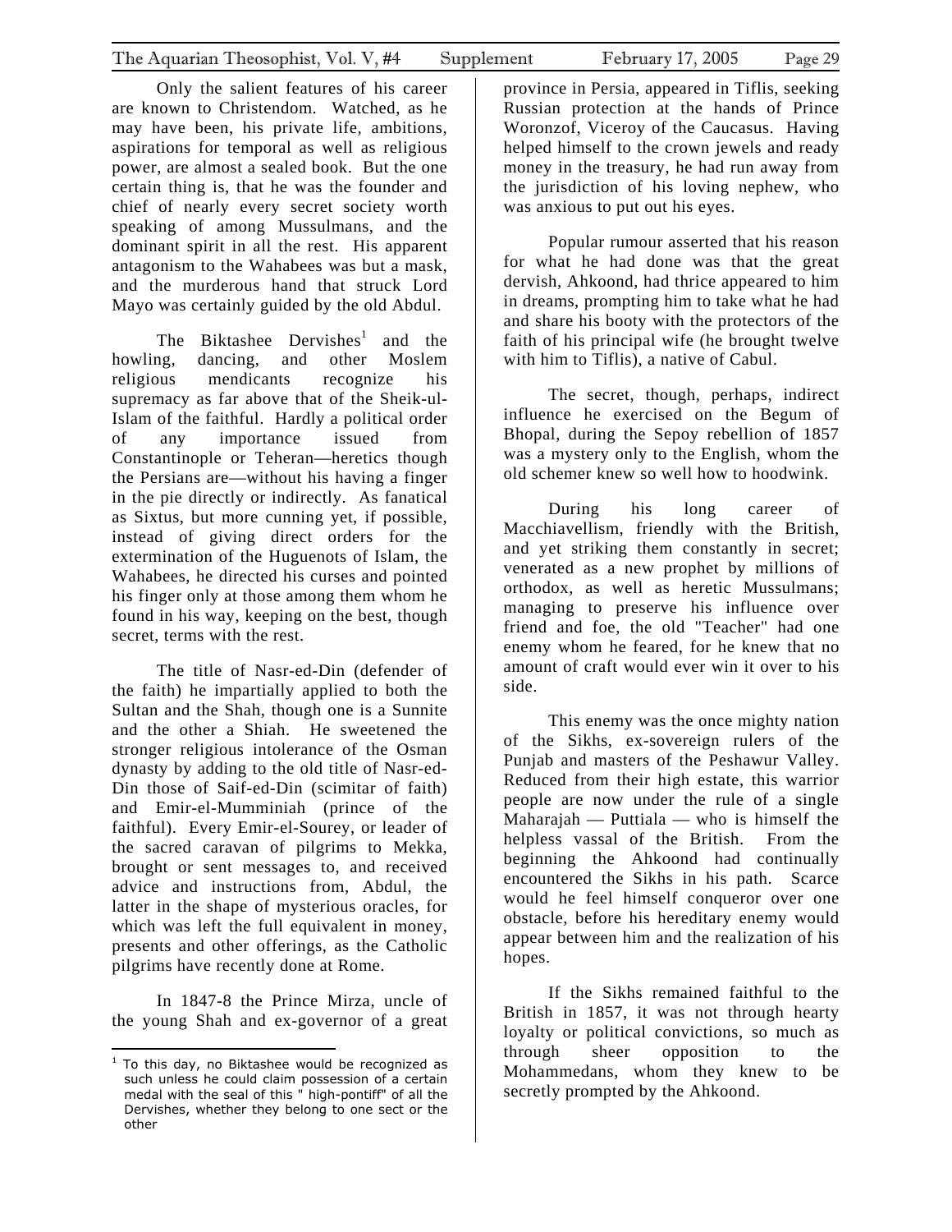Only the salient features of his career are known to Christendom. Watched, as he may have been, his private life, ambitions, aspirations for temporal as well as religious power, are almost a sealed book. But the one certain thing is, that he was the founder and chief of nearly every secret society worth speaking of among Mussulmans, and the dominant spirit in all the rest. His apparent antagonism to the Wahabees was but a mask, and the murderous hand that struck Lord Mayo was certainly guided by the old Abdul.

The Biktashee Dervishes[1] and the howling, dancing, and other Moslem religious mendicants recognize his supremacy as far above that of the Sheik-ul-Islam of the faithful. Hardly a political order of any importance issued from Constantinople or Teheran—heretics though the Persians are—without his having a finger in the pie directly or indirectly. As fanatical as Sixtus, but more cunning yet, if possible, instead of giving direct orders for the extermination of the Huguenots of Islam, the Wahabees, he directed his curses and pointed his finger only at those among them whom he found in his way, keeping on the best, though secret, terms with the rest.

The title of Nasr-ed-Din (defender of the faith) he impartially applied to both the Sultan and the Shah, though one is a Sunnite and the other a Shiah. He sweetened the stronger religious intolerance of the Osman dynasty by adding to the old title of Nasr-ed-Din those of Saif-ed-Din (scimitar of faith) and Emir-el-Mumminiah (prince of the faithful). Every Emir-el-Sourey, or leader of the sacred caravan of pilgrims to Mekka, brought or sent messages to, and received advice and instructions from, Abdul, the latter in the shape of mysterious oracles, for which was left the full equivalent in money, presents and other offerings, as the Catholic pilgrims have recently done at Rome.

In 1847-8 the Prince Mirza, uncle of the young Shah and ex-governor of a great province in Persia, appeared in Tiflis, seeking Russian protection at the hands of Prince Woronzof, Viceroy of the Caucasus. Having helped himself to the crown jewels and ready money in the treasury, he had run away from the jurisdiction of his loving nephew, who was anxious to put out his eyes.

Popular rumour asserted that his reason for what he had done was that the great dervish, Ahkoond, had thrice appeared to him in dreams, prompting him to take what he had and share his booty with the protectors of the faith of his principal wife (he brought twelve with him to Tiflis), a native of Cabul.

The secret, though, perhaps, indirect influence he exercised on the Begum of Bhopal, during the Sepoy rebellion of 1857 was a mystery only to the English, whom the old schemer knew so well how to hoodwink.

During his long career of Macchiavellism, friendly with the British, and yet striking them constantly in secret; venerated as a new prophet by millions of orthodox, as well as heretic Mussulmans; managing to preserve his influence over friend and foe, the old "Teacher" had one enemy whom he feared, for he knew that no amount of craft would ever win it over to his side.

This enemy was the once mighty nation of the Sikhs, ex-sovereign rulers of the Punjab and masters of the Peshawur Valley. Reduced from their high estate, this warrior people are now under the rule of a single Maharajah — Puttiala — who is himself the helpless vassal of the British. From the beginning the Ahkoond had continually encountered the Sikhs in his path. Scarce would he feel himself conqueror over one obstacle, before his hereditary enemy would appear between him and the realization of his hopes.

If the Sikhs remained faithful to the British in 1857, it was not through hearty loyalty or political convictions, so much as through sheer opposition to the Mohammedans, whom they knew to be secretly prompted by the Ahkoond.

---

[1] To this day, no Biktashee would be recognized as such unless he could claim possession of a certain medal with the seal of this " high-pontiff" of all the Dervishes, whether they belong to one sect or the other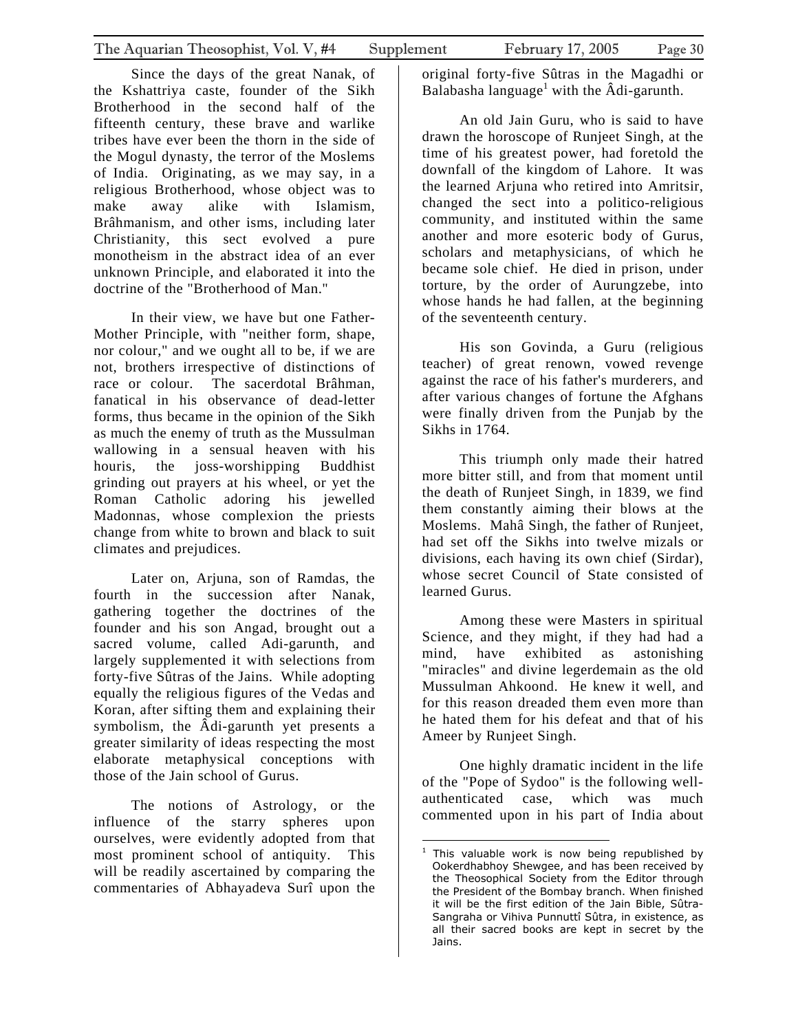Since the days of the great Nanak, of the Kshattriya caste, founder of the Sikh Brotherhood in the second half of the fifteenth century, these brave and warlike tribes have ever been the thorn in the side of the Mogul dynasty, the terror of the Moslems of India. Originating, as we may say, in a religious Brotherhood, whose object was to make away alike with Islamism, Brâhmanism, and other isms, including later Christianity, this sect evolved a pure monotheism in the abstract idea of an ever unknown Principle, and elaborated it into the doctrine of the "Brotherhood of Man."

In their view, we have but one Father-Mother Principle, with "neither form, shape, nor colour," and we ought all to be, if we are not, brothers irrespective of distinctions of race or colour. The sacerdotal Brâhman, fanatical in his observance of dead-letter forms, thus became in the opinion of the Sikh as much the enemy of truth as the Mussulman wallowing in a sensual heaven with his houris, the joss-worshipping Buddhist grinding out prayers at his wheel, or yet the Roman Catholic adoring his jewelled Madonnas, whose complexion the priests change from white to brown and black to suit climates and prejudices.

Later on, Arjuna, son of Ramdas, the fourth in the succession after Nanak, gathering together the doctrines of the founder and his son Angad, brought out a sacred volume, called Adi-garunth, and largely supplemented it with selections from forty-five Sûtras of the Jains. While adopting equally the religious figures of the Vedas and Koran, after sifting them and explaining their symbolism, the Âdi-garunth yet presents a greater similarity of ideas respecting the most elaborate metaphysical conceptions with those of the Jain school of Gurus.

The notions of Astrology, or the influence of the starry spheres upon ourselves, were evidently adopted from that most prominent school of antiquity. This will be readily ascertained by comparing the commentaries of Abhayadeva Surî upon the original forty-five Sûtras in the Magadhi or Balabasha language[1] with the Âdi-garunth.

An old Jain Guru, who is said to have drawn the horoscope of Runjeet Singh, at the time of his greatest power, had foretold the downfall of the kingdom of Lahore. It was the learned Arjuna who retired into Amritsir, changed the sect into a politico-religious community, and instituted within the same another and more esoteric body of Gurus, scholars and metaphysicians, of which he became sole chief. He died in prison, under torture, by the order of Aurungzebe, into whose hands he had fallen, at the beginning of the seventeenth century.

His son Govinda, a Guru (religious teacher) of great renown, vowed revenge against the race of his father's murderers, and after various changes of fortune the Afghans were finally driven from the Punjab by the Sikhs in 1764.

This triumph only made their hatred more bitter still, and from that moment until the death of Runjeet Singh, in 1839, we find them constantly aiming their blows at the Moslems. Mahâ Singh, the father of Runjeet, had set off the Sikhs into twelve mizals or divisions, each having its own chief (Sirdar), whose secret Council of State consisted of learned Gurus.

Among these were Masters in spiritual Science, and they might, if they had had a mind, have exhibited as astonishing "miracles" and divine legerdemain as the old Mussulman Ahkoond. He knew it well, and for this reason dreaded them even more than he hated them for his defeat and that of his Ameer by Runjeet Singh.

One highly dramatic incident in the life of the "Pope of Sydoo" is the following well-authenticated case, which was much commented upon in his part of India about

[1] This valuable work is now being republished by Ookerdhabhoy Shewgee, and has been received by the Theosophical Society from the Editor through the President of the Bombay branch. When finished it will be the first edition of the Jain Bible, Sûtra-Sangraha or Vihiva Punnuttî Sûtra, in existence, as all their sacred books are kept in secret by the Jains.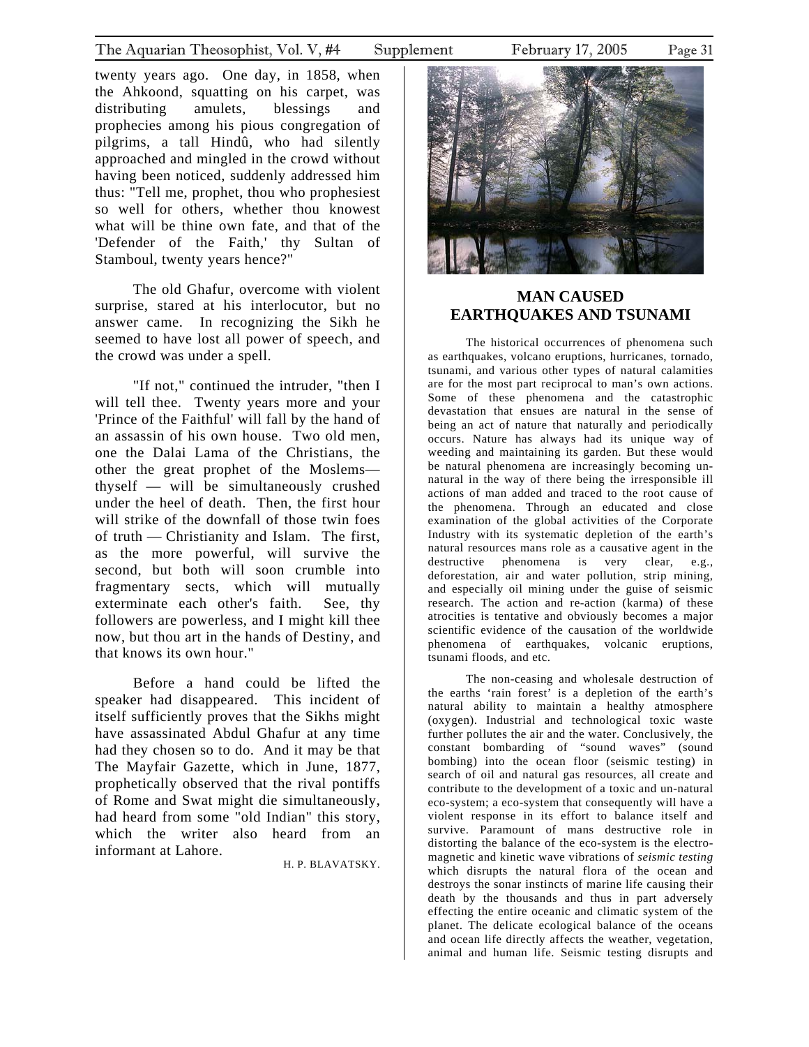twenty years ago. One day, in 1858, when the Ahkoond, squatting on his carpet, was distributing amulets, blessings and prophecies among his pious congregation of pilgrims, a tall Hindû, who had silently approached and mingled in the crowd without having been noticed, suddenly addressed him thus: "Tell me, prophet, thou who prophesiest so well for others, whether thou knowest what will be thine own fate, and that of the 'Defender of the Faith,' thy Sultan of Stamboul, twenty years hence?"

The old Ghafur, overcome with violent surprise, stared at his interlocutor, but no answer came. In recognizing the Sikh he seemed to have lost all power of speech, and the crowd was under a spell.

"If not," continued the intruder, "then I will tell thee. Twenty years more and your 'Prince of the Faithful' will fall by the hand of an assassin of his own house. Two old men, one the Dalai Lama of the Christians, the other the great prophet of the Moslems— thyself — will be simultaneously crushed under the heel of death. Then, the first hour will strike of the downfall of those twin foes of truth — Christianity and Islam. The first, as the more powerful, will survive the second, but both will soon crumble into fragmentary sects, which will mutually exterminate each other's faith. See, thy followers are powerless, and I might kill thee now, but thou art in the hands of Destiny, and that knows its own hour."

Before a hand could be lifted the speaker had disappeared. This incident of itself sufficiently proves that the Sikhs might have assassinated Abdul Ghafur at any time had they chosen so to do. And it may be that The Mayfair Gazette, which in June, 1877, prophetically observed that the rival pontiffs of Rome and Swat might die simultaneously, had heard from some "old Indian" this story, which the writer also heard from an informant at Lahore.

H. P. BLAVATSKY.

## MAN CAUSED EARTHQUAKES AND TSUNAMI

The historical occurrences of phenomena such as earthquakes, volcano eruptions, hurricanes, tornado, tsunami, and various other types of natural calamities are for the most part reciprocal to man's own actions. Some of these phenomena and the catastrophic devastation that ensues are natural in the sense of being an act of nature that naturally and periodically occurs. Nature has always had its unique way of weeding and maintaining its garden. But these would be natural phenomena are increasingly becoming un-natural in the way of there being the irresponsible ill actions of man added and traced to the root cause of the phenomena. Through an educated and close examination of the global activities of the Corporate Industry with its systematic depletion of the earth's natural resources mans role as a causative agent in the destructive phenomena is very clear, e.g., deforestation, air and water pollution, strip mining, and especially oil mining under the guise of seismic research. The action and re-action (karma) of these atrocities is tentative and obviously becomes a major scientific evidence of the causation of the worldwide phenomena of earthquakes, volcanic eruptions, tsunami floods, and etc.

The non-ceasing and wholesale destruction of the earths 'rain forest' is a depletion of the earth's natural ability to maintain a healthy atmosphere (oxygen). Industrial and technological toxic waste further pollutes the air and the water. Conclusively, the constant bombarding of "sound waves" (sound bombing) into the ocean floor (seismic testing) in search of oil and natural gas resources, all create and contribute to the development of a toxic and un-natural eco-system; a eco-system that consequently will have a violent response in its effort to balance itself and survive. Paramount of mans destructive role in distorting the balance of the eco-system is the electro-magnetic and kinetic wave vibrations of *seismic testing* which disrupts the natural flora of the ocean and destroys the sonar instincts of marine life causing their death by the thousands and thus in part adversely effecting the entire oceanic and climatic system of the planet. The delicate ecological balance of the oceans and ocean life directly affects the weather, vegetation, animal and human life. Seismic testing disrupts and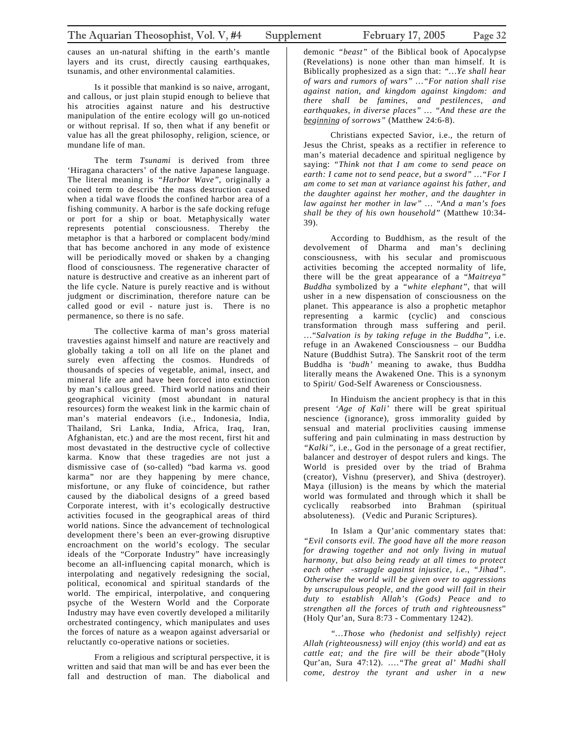causes an un-natural shifting in the earth's mantle layers and its crust, directly causing earthquakes, tsunamis, and other environmental calamities.

Is it possible that mankind is so naive, arrogant, and callous, or just plain stupid enough to believe that his atrocities against nature and his destructive manipulation of the entire ecology will go un-noticed or without reprisal. If so, then what if any benefit or value has all the great philosophy, religion, science, or mundane life of man.

The term *Tsunami* is derived from three 'Hiragana characters' of the native Japanese language. The literal meaning is "*Harbor Wave"*, originally a coined term to describe the mass destruction caused when a tidal wave floods the confined harbor area of a fishing community. A harbor is the safe docking refuge or port for a ship or boat. Metaphysically water represents potential consciousness. Thereby the metaphor is that a harbored or complacent body/mind that has become anchored in any mode of existence will be periodically moved or shaken by a changing flood of consciousness. The regenerative character of nature is destructive and creative as an inherent part of the life cycle. Nature is purely reactive and is without judgment or discrimination, therefore nature can be called good or evil - nature just is. There is no permanence, so there is no safe.

The collective karma of man's gross material travesties against himself and nature are reactively and globally taking a toll on all life on the planet and surely even affecting the cosmos. Hundreds of thousands of species of vegetable, animal, insect, and mineral life are and have been forced into extinction by man's callous greed. Third world nations and their geographical vicinity (most abundant in natural resources) form the weakest link in the karmic chain of man's material endeavors (i.e., Indonesia, India, Thailand, Sri Lanka, India, Africa, Iraq, Iran, Afghanistan, etc.) and are the most recent, first hit and most devastated in the destructive cycle of collective karma. Know that these tragedies are not just a dismissive case of (so-called) "bad karma *vs.* good karma" nor are they happening by mere chance, misfortune, or any fluke of coincidence, but rather caused by the diabolical designs of a greed based Corporate interest, with it's ecologically destructive activities focused in the geographical areas of third world nations. Since the advancement of technological development there's been an ever-growing disruptive encroachment on the world's ecology. The secular ideals of the "Corporate Industry" have increasingly become an all-influencing capital monarch, which is interpolating and negatively redesigning the social, political, economical and spiritual standards of the world. The empirical, interpolative, and conquering psyche of the Western World and the Corporate Industry may have even covertly developed a militarily orchestrated contingency, which manipulates and uses the forces of nature as a weapon against adversarial or reluctantly co-operative nations or societies.

From a religious and scriptural perspective, it is written and said that man will be and has ever been the fall and destruction of man. The diabolical and demonic *"beast"* of the Biblical book of Apocalypse (Revelations) is none other than man himself. It is Biblically prophesized as a sign that: *"…Ye shall hear of wars and rumors of wars"* …*"For nation shall rise against nation, and kingdom against kingdom: and there shall be famines, and pestilences, and earthquakes, in diverse places"* … *"And these are the <u>beginning</u> of sorrows"* (Matthew 24:6-8).

Christians expected Savior, i.e., the return of Jesus the Christ, speaks as a rectifier in reference to man's material decadence and spiritual negligence by saying: *"Think not that I am come to send peace on earth: I came not to send peace, but a sword"* …*"For I am come to set man at variance against his father, and the daughter against her mother, and the daughter in law against her mother in law"* … *"And a man's foes shall be they of his own household"* (Matthew 10:34-39).

According to Buddhism, as the result of the devolvement of Dharma and man's declining consciousness, with his secular and promiscuous activities becoming the accepted normality of life, there will be the great appearance of a *"Maitreya" Buddha* symbolized by a *"white elephant"*, that will usher in a new dispensation of consciousness on the planet. This appearance is also a prophetic metaphor representing a karmic (cyclic) and conscious transformation through mass suffering and peril. …"*Salvation is by taking refuge in the Buddha"*, i.e. refuge in an Awakened Consciousness – our Buddha Nature (Buddhist Sutra). The Sanskrit root of the term Buddha is *'budh'* meaning to awake, thus Buddha literally means the Awakened One. This is a synonym to Spirit/ God-Self Awareness or Consciousness.

In Hinduism the ancient prophecy is that in this present *'Age of Kali'* there will be great spiritual nescience (ignorance), gross immorality guided by sensual and material proclivities causing immense suffering and pain culminating in mass destruction by *"Kalki"*, i.e., God in the personage of a great rectifier, balancer and destroyer of despot rulers and kings. The World is presided over by the triad of Brahma (creator), Vishnu (preserver), and Shiva (destroyer). Maya (illusion) is the means by which the material world was formulated and through which it shall be cyclically reabsorbed into Brahman (spiritual absoluteness). (Vedic and Puranic Scriptures).

In Islam a Qur'anic commentary states that: *"Evil consorts evil. The good have all the more reason for drawing together and not only living in mutual harmony, but also being ready at all times to protect each other -struggle against injustice, i.e., "Jihad". Otherwise the world will be given over to aggressions by unscrupulous people, and the good will fail in their duty to establish Allah's (Gods) Peace and to strengthen all the forces of truth and righteousness*" (Holy Qur'an, Sura 8:73 - Commentary 1242).

*"…Those who (hedonist and selfishly) reject Allah (righteousness) will enjoy (this world) and eat as cattle eat; and the fire will be their abode"*(Holy Qur'an, Sura 47:12). ….*"The great al' Madhi shall come, destroy the tyrant and usher in a new*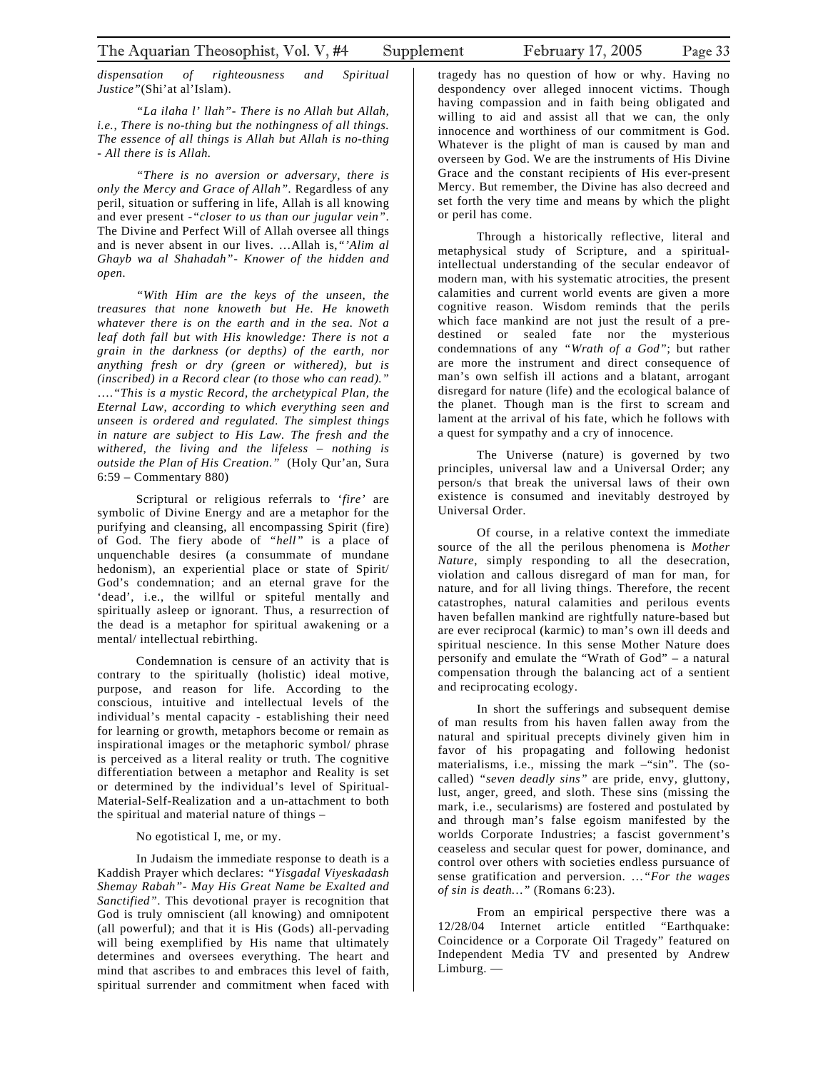*dispensation of righteousness and Spiritual Justice"*(Shi'at al'Islam).

*"La ilaha l' llah"- There is no Allah but Allah, i.e., There is no-thing but the nothingness of all things. The essence of all things is Allah but Allah is no-thing - All there is is Allah.*

*"There is no aversion or adversary, there is only the Mercy and Grace of Allah".* Regardless of any peril, situation or suffering in life, Allah is all knowing and ever present -*"closer to us than our jugular vein".* The Divine and Perfect Will of Allah oversee all things and is never absent in our lives. …Allah is,*"'Alim al Ghayb wa al Shahadah"- Knower of the hidden and open.*

*"With Him are the keys of the unseen, the treasures that none knoweth but He. He knoweth whatever there is on the earth and in the sea. Not a leaf doth fall but with His knowledge: There is not a grain in the darkness (or depths) of the earth, nor anything fresh or dry (green or withered), but is (inscribed) in a Record clear (to those who can read)."* ….*"This is a mystic Record, the archetypical Plan, the Eternal Law, according to which everything seen and unseen is ordered and regulated. The simplest things in nature are subject to His Law. The fresh and the withered, the living and the lifeless – nothing is outside the Plan of His Creation."* (Holy Qur'an, Sura 6:59 – Commentary 880)

Scriptural or religious referrals to *'fire'* are symbolic of Divine Energy and are a metaphor for the purifying and cleansing, all encompassing Spirit (fire) of God. The fiery abode of *"hell"* is a place of unquenchable desires (a consummate of mundane hedonism), an experiential place or state of Spirit/ God's condemnation; and an eternal grave for the 'dead', i.e., the willful or spiteful mentally and spiritually asleep or ignorant. Thus, a resurrection of the dead is a metaphor for spiritual awakening or a mental/ intellectual rebirthing.

Condemnation is censure of an activity that is contrary to the spiritually (holistic) ideal motive, purpose, and reason for life. According to the conscious, intuitive and intellectual levels of the individual's mental capacity - establishing their need for learning or growth, metaphors become or remain as inspirational images or the metaphoric symbol/ phrase is perceived as a literal reality or truth. The cognitive differentiation between a metaphor and Reality is set or determined by the individual's level of Spiritual-Material-Self-Realization and a un-attachment to both the spiritual and material nature of things –

No egotistical I, me, or my.

In Judaism the immediate response to death is a Kaddish Prayer which declares: *"Yisgadal Viyeskadash Shemay Rabah"- May His Great Name be Exalted and Sanctified".* This devotional prayer is recognition that God is truly omniscient (all knowing) and omnipotent (all powerful); and that it is His (Gods) all-pervading will being exemplified by His name that ultimately determines and oversees everything. The heart and mind that ascribes to and embraces this level of faith, spiritual surrender and commitment when faced with tragedy has no question of how or why. Having no despondency over alleged innocent victims. Though having compassion and in faith being obligated and willing to aid and assist all that we can, the only innocence and worthiness of our commitment is God. Whatever is the plight of man is caused by man and overseen by God. We are the instruments of His Divine Grace and the constant recipients of His ever-present Mercy. But remember, the Divine has also decreed and set forth the very time and means by which the plight or peril has come.

Through a historically reflective, literal and metaphysical study of Scripture, and a spiritual-intellectual understanding of the secular endeavor of modern man, with his systematic atrocities, the present calamities and current world events are given a more cognitive reason. Wisdom reminds that the perils which face mankind are not just the result of a pre-destined or sealed fate nor the mysterious condemnations of any *"Wrath of a God"*; but rather are more the instrument and direct consequence of man's own selfish ill actions and a blatant, arrogant disregard for nature (life) and the ecological balance of the planet. Though man is the first to scream and lament at the arrival of his fate, which he follows with a quest for sympathy and a cry of innocence.

The Universe (nature) is governed by two principles, universal law and a Universal Order; any person/s that break the universal laws of their own existence is consumed and inevitably destroyed by Universal Order.

Of course, in a relative context the immediate source of the all the perilous phenomena is *Mother Nature*, simply responding to all the desecration, violation and callous disregard of man for man, for nature, and for all living things. Therefore, the recent catastrophes, natural calamities and perilous events haven befallen mankind are rightfully nature-based but are ever reciprocal (karmic) to man's own ill deeds and spiritual nescience. In this sense Mother Nature does personify and emulate the "Wrath of God" – a natural compensation through the balancing act of a sentient and reciprocating ecology.

In short the sufferings and subsequent demise of man results from his haven fallen away from the natural and spiritual precepts divinely given him in favor of his propagating and following hedonist materialisms, i.e., missing the mark –"sin". The (so-called) *"seven deadly sins"* are pride, envy, gluttony, lust, anger, greed, and sloth. These sins (missing the mark, i.e., secularisms) are fostered and postulated by and through man's false egoism manifested by the worlds Corporate Industries; a fascist government's ceaseless and secular quest for power, dominance, and control over others with societies endless pursuance of sense gratification and perversion. …*"For the wages of sin is death…"* (Romans 6:23).

From an empirical perspective there was a 12/28/04 Internet article entitled "Earthquake: Coincidence or a Corporate Oil Tragedy" featured on Independent Media TV and presented by Andrew Limburg. —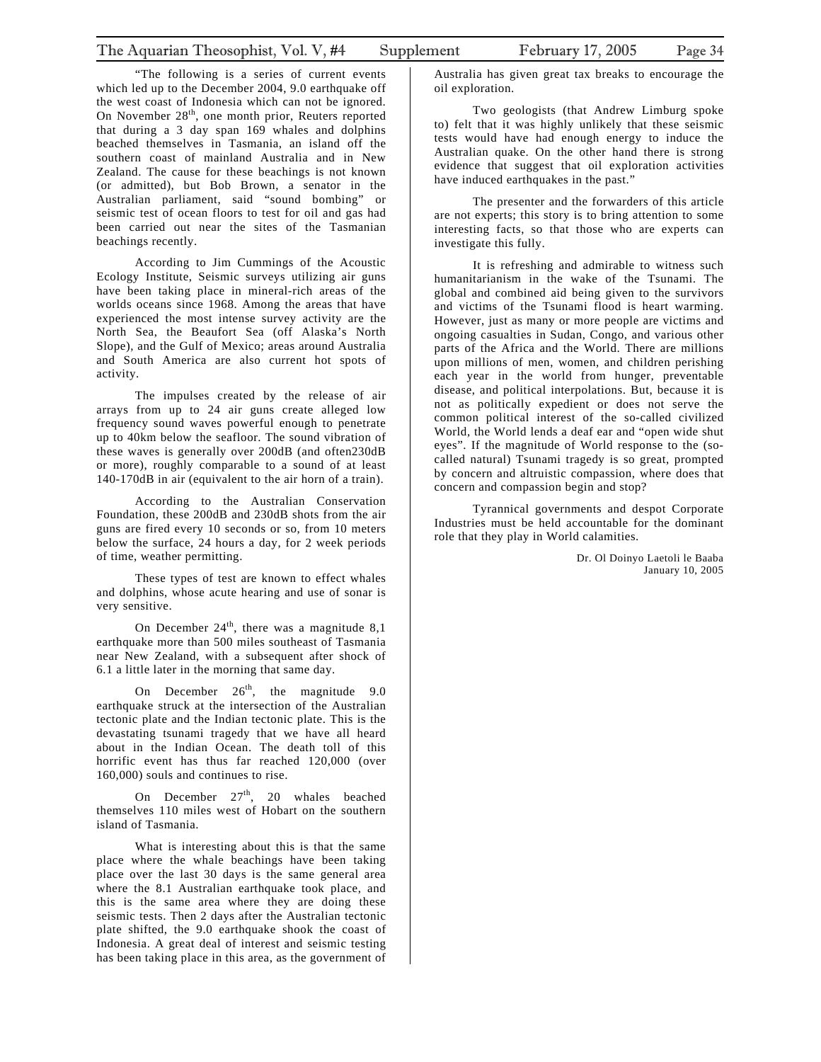"The following is a series of current events which led up to the December 2004, 9.0 earthquake off the west coast of Indonesia which can not be ignored. On November 28th, one month prior, Reuters reported that during a 3 day span 169 whales and dolphins beached themselves in Tasmania, an island off the southern coast of mainland Australia and in New Zealand. The cause for these beachings is not known (or admitted), but Bob Brown, a senator in the Australian parliament, said "sound bombing" or seismic test of ocean floors to test for oil and gas had been carried out near the sites of the Tasmanian beachings recently.

According to Jim Cummings of the Acoustic Ecology Institute, Seismic surveys utilizing air guns have been taking place in mineral-rich areas of the worlds oceans since 1968. Among the areas that have experienced the most intense survey activity are the North Sea, the Beaufort Sea (off Alaska's North Slope), and the Gulf of Mexico; areas around Australia and South America are also current hot spots of activity.

The impulses created by the release of air arrays from up to 24 air guns create alleged low frequency sound waves powerful enough to penetrate up to 40km below the seafloor. The sound vibration of these waves is generally over 200dB (and often230dB or more), roughly comparable to a sound of at least 140-170dB in air (equivalent to the air horn of a train).

According to the Australian Conservation Foundation, these 200dB and 230dB shots from the air guns are fired every 10 seconds or so, from 10 meters below the surface, 24 hours a day, for 2 week periods of time, weather permitting.

These types of test are known to effect whales and dolphins, whose acute hearing and use of sonar is very sensitive.

On December 24th, there was a magnitude 8,1 earthquake more than 500 miles southeast of Tasmania near New Zealand, with a subsequent after shock of 6.1 a little later in the morning that same day.

On December 26th, the magnitude 9.0 earthquake struck at the intersection of the Australian tectonic plate and the Indian tectonic plate. This is the devastating tsunami tragedy that we have all heard about in the Indian Ocean. The death toll of this horrific event has thus far reached 120,000 (over 160,000) souls and continues to rise.

On December 27th, 20 whales beached themselves 110 miles west of Hobart on the southern island of Tasmania.

What is interesting about this is that the same place where the whale beachings have been taking place over the last 30 days is the same general area where the 8.1 Australian earthquake took place, and this is the same area where they are doing these seismic tests. Then 2 days after the Australian tectonic plate shifted, the 9.0 earthquake shook the coast of Indonesia. A great deal of interest and seismic testing has been taking place in this area, as the government of Australia has given great tax breaks to encourage the oil exploration.

Two geologists (that Andrew Limburg spoke to) felt that it was highly unlikely that these seismic tests would have had enough energy to induce the Australian quake. On the other hand there is strong evidence that suggest that oil exploration activities have induced earthquakes in the past."

The presenter and the forwarders of this article are not experts; this story is to bring attention to some interesting facts, so that those who are experts can investigate this fully.

It is refreshing and admirable to witness such humanitarianism in the wake of the Tsunami. The global and combined aid being given to the survivors and victims of the Tsunami flood is heart warming. However, just as many or more people are victims and ongoing casualties in Sudan, Congo, and various other parts of the Africa and the World. There are millions upon millions of men, women, and children perishing each year in the world from hunger, preventable disease, and political interpolations. But, because it is not as politically expedient or does not serve the common political interest of the so-called civilized World, the World lends a deaf ear and "open wide shut eyes". If the magnitude of World response to the (so-called natural) Tsunami tragedy is so great, prompted by concern and altruistic compassion, where does that concern and compassion begin and stop?

Tyrannical governments and despot Corporate Industries must be held accountable for the dominant role that they play in World calamities.

Dr. Ol Doinyo Laetoli le Baaba
January 10, 2005